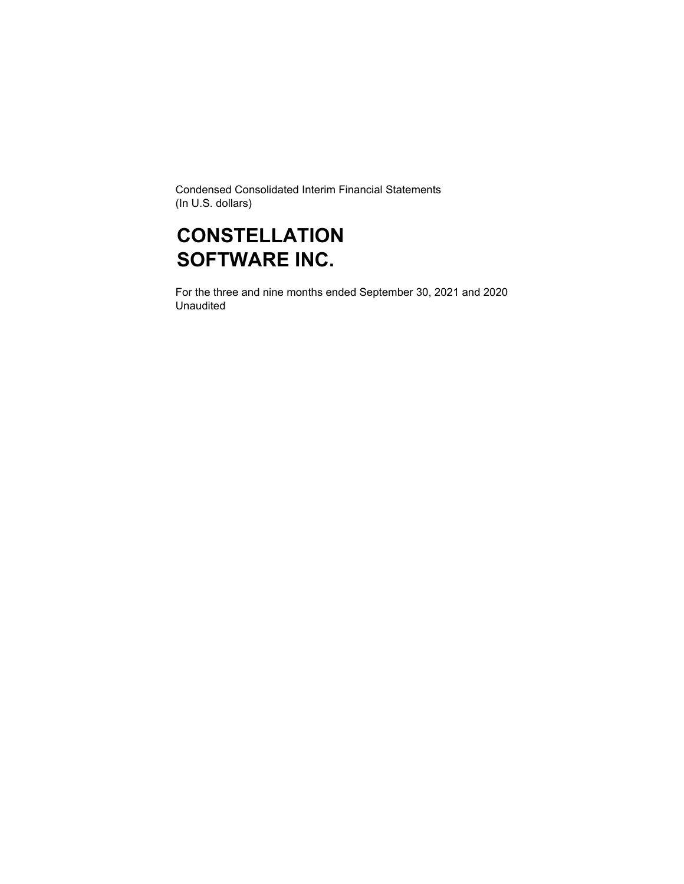Condensed Consolidated Interim Financial Statements
(In U.S. dollars)

# CONSTELLATION SOFTWARE INC.

For the three and nine months ended September 30, 2021 and 2020
Unaudited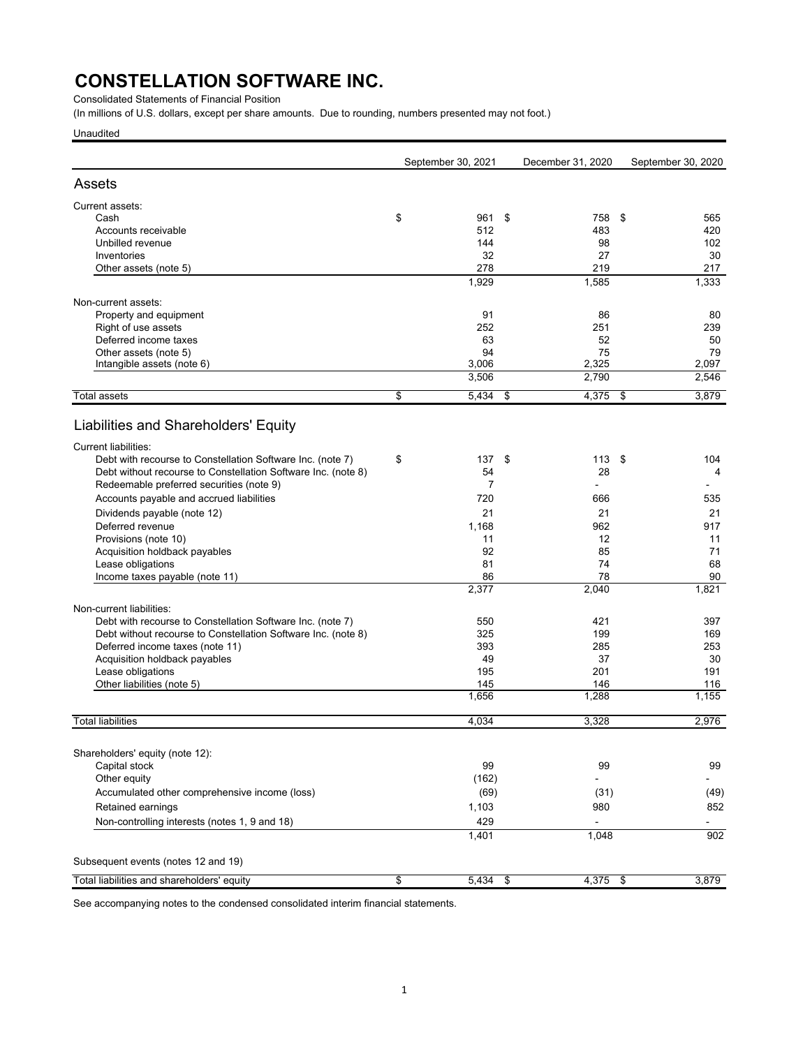# CONSTELLATION SOFTWARE INC.

Consolidated Statements of Financial Position

(In millions of U.S. dollars, except per share amounts. Due to rounding, numbers presented may not foot.)

Unaudited

| | September 30, 2021 | December 31, 2020 | September 30, 2020 |
|---|---|---|---|
| **Assets** | | | |
| Current assets: | | | |
| Cash | $ 961 | $ 758 | $ 565 |
| Accounts receivable | 512 | 483 | 420 |
| Unbilled revenue | 144 | 98 | 102 |
| Inventories | 32 | 27 | 30 |
| Other assets (note 5) | 278 | 219 | 217 |
| | 1,929 | 1,585 | 1,333 |
| Non-current assets: | | | |
| Property and equipment | 91 | 86 | 80 |
| Right of use assets | 252 | 251 | 239 |
| Deferred income taxes | 63 | 52 | 50 |
| Other assets (note 5) | 94 | 75 | 79 |
| Intangible assets (note 6) | 3,006 | 2,325 | 2,097 |
| | 3,506 | 2,790 | 2,546 |
| Total assets | $ 5,434 | $ 4,375 | $ 3,879 |
| **Liabilities and Shareholders' Equity** | | | |
| Current liabilities: | | | |
| Debt with recourse to Constellation Software Inc. (note 7) | $ 137 | $ 113 | $ 104 |
| Debt without recourse to Constellation Software Inc. (note 8) | 54 | 28 | 4 |
| Redeemable preferred securities (note 9) | 7 | - | - |
| Accounts payable and accrued liabilities | 720 | 666 | 535 |
| Dividends payable (note 12) | 21 | 21 | 21 |
| Deferred revenue | 1,168 | 962 | 917 |
| Provisions (note 10) | 11 | 12 | 11 |
| Acquisition holdback payables | 92 | 85 | 71 |
| Lease obligations | 81 | 74 | 68 |
| Income taxes payable (note 11) | 86 | 78 | 90 |
| | 2,377 | 2,040 | 1,821 |
| Non-current liabilities: | | | |
| Debt with recourse to Constellation Software Inc. (note 7) | 550 | 421 | 397 |
| Debt without recourse to Constellation Software Inc. (note 8) | 325 | 199 | 169 |
| Deferred income taxes (note 11) | 393 | 285 | 253 |
| Acquisition holdback payables | 49 | 37 | 30 |
| Lease obligations | 195 | 201 | 191 |
| Other liabilities (note 5) | 145 | 146 | 116 |
| | 1,656 | 1,288 | 1,155 |
| Total liabilities | 4,034 | 3,328 | 2,976 |
| Shareholders' equity (note 12): | | | |
| Capital stock | 99 | 99 | 99 |
| Other equity | (162) | - | - |
| Accumulated other comprehensive income (loss) | (69) | (31) | (49) |
| Retained earnings | 1,103 | 980 | 852 |
| Non-controlling interests (notes 1, 9 and 18) | 429 | - | - |
| | 1,401 | 1,048 | 902 |
| Subsequent events (notes 12 and 19) | | | |
| Total liabilities and shareholders' equity | $ 5,434 | $ 4,375 | $ 3,879 |

See accompanying notes to the condensed consolidated interim financial statements.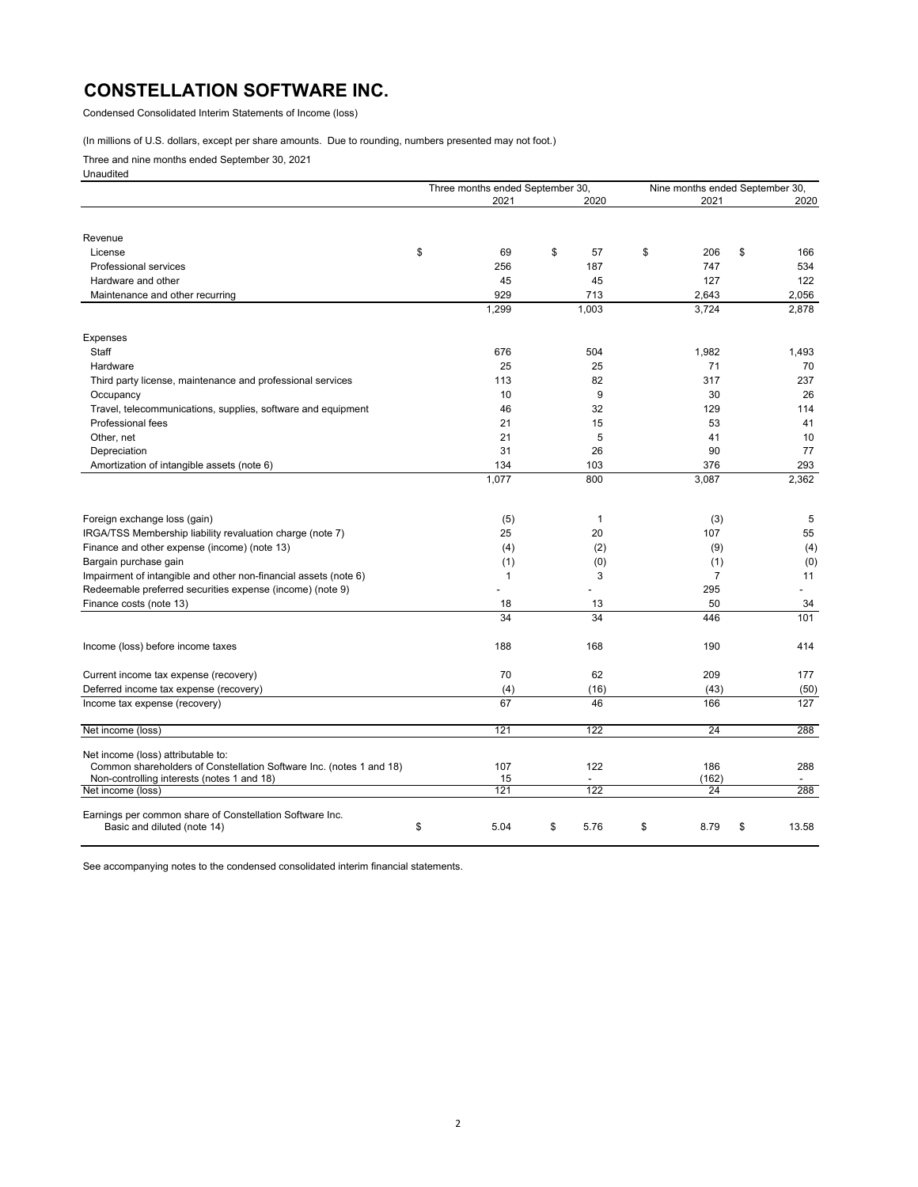# CONSTELLATION SOFTWARE INC.

Condensed Consolidated Interim Statements of Income (loss)

(In millions of U.S. dollars, except per share amounts. Due to rounding, numbers presented may not foot.)

Three and nine months ended September 30, 2021

Unaudited

| | Three months ended September 30, | | Nine months ended September 30, | |
|---|---|---|---|---|
| | 2021 | 2020 | 2021 | 2020 |
| **Revenue** | | | | |
| License | $ 69 | $ 57 | $ 206 | $ 166 |
| Professional services | 256 | 187 | 747 | 534 |
| Hardware and other | 45 | 45 | 127 | 122 |
| Maintenance and other recurring | 929 | 713 | 2,643 | 2,056 |
| | 1,299 | 1,003 | 3,724 | 2,878 |
| **Expenses** | | | | |
| Staff | 676 | 504 | 1,982 | 1,493 |
| Hardware | 25 | 25 | 71 | 70 |
| Third party license, maintenance and professional services | 113 | 82 | 317 | 237 |
| Occupancy | 10 | 9 | 30 | 26 |
| Travel, telecommunications, supplies, software and equipment | 46 | 32 | 129 | 114 |
| Professional fees | 21 | 15 | 53 | 41 |
| Other, net | 21 | 5 | 41 | 10 |
| Depreciation | 31 | 26 | 90 | 77 |
| Amortization of intangible assets (note 6) | 134 | 103 | 376 | 293 |
| | 1,077 | 800 | 3,087 | 2,362 |
| Foreign exchange loss (gain) | (5) | 1 | (3) | 5 |
| IRGA/TSS Membership liability revaluation charge (note 7) | 25 | 20 | 107 | 55 |
| Finance and other expense (income) (note 13) | (4) | (2) | (9) | (4) |
| Bargain purchase gain | (1) | (0) | (1) | (0) |
| Impairment of intangible and other non-financial assets (note 6) | 1 | 3 | 7 | 11 |
| Redeemable preferred securities expense (income) (note 9) | - | - | 295 | - |
| Finance costs (note 13) | 18 | 13 | 50 | 34 |
| | 34 | 34 | 446 | 101 |
| Income (loss) before income taxes | 188 | 168 | 190 | 414 |
| Current income tax expense (recovery) | 70 | 62 | 209 | 177 |
| Deferred income tax expense (recovery) | (4) | (16) | (43) | (50) |
| Income tax expense (recovery) | 67 | 46 | 166 | 127 |
| Net income (loss) | 121 | 122 | 24 | 288 |
| Net income (loss) attributable to: | | | | |
| Common shareholders of Constellation Software Inc. (notes 1 and 18) | 107 | 122 | 186 | 288 |
| Non-controlling interests (notes 1 and 18) | 15 | - | (162) | - |
| Net income (loss) | 121 | 122 | 24 | 288 |
| Earnings per common share of Constellation Software Inc. Basic and diluted (note 14) | $ 5.04 | $ 5.76 | $ 8.79 | $ 13.58 |

See accompanying notes to the condensed consolidated interim financial statements.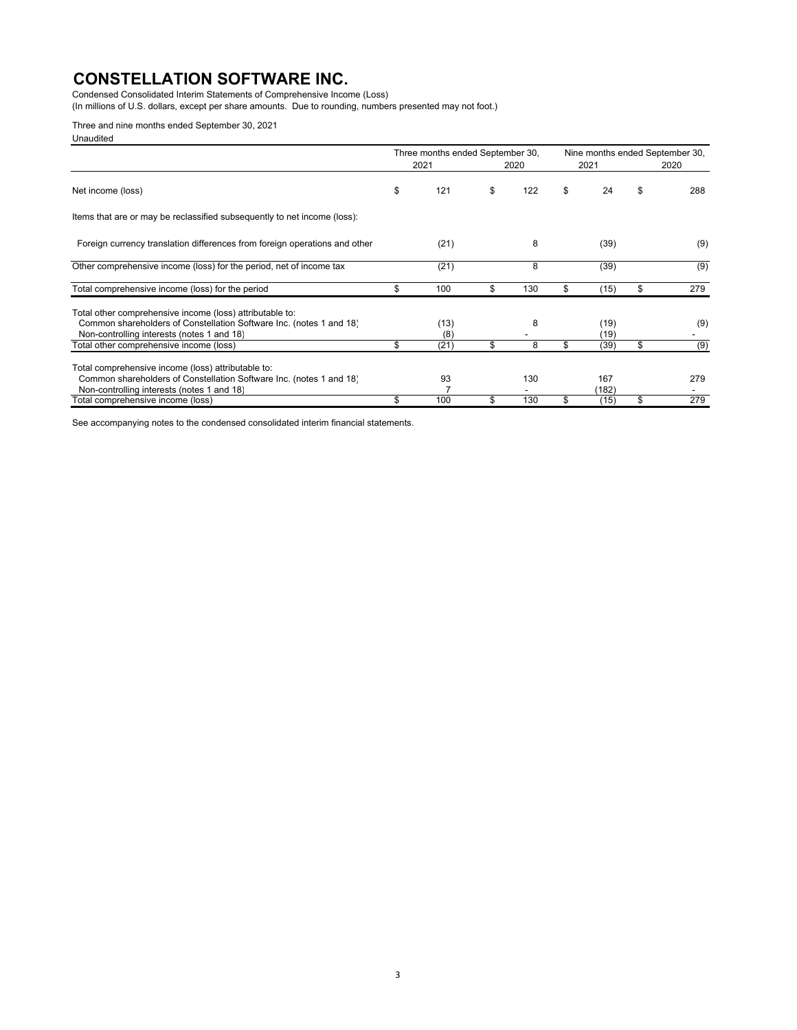# CONSTELLATION SOFTWARE INC.

Condensed Consolidated Interim Statements of Comprehensive Income (Loss)
(In millions of U.S. dollars, except per share amounts. Due to rounding, numbers presented may not foot.)

Three and nine months ended September 30, 2021
Unaudited

| | Three months ended September 30, | | Nine months ended September 30, | |
|---|---|---|---|---|
| | 2021 | 2020 | 2021 | 2020 |
| Net income (loss) | $ 121 | $ 122 | $ 24 | $ 288 |
| Items that are or may be reclassified subsequently to net income (loss): | | | | |
| Foreign currency translation differences from foreign operations and other | (21) | 8 | (39) | (9) |
| Other comprehensive income (loss) for the period, net of income tax | (21) | 8 | (39) | (9) |
| Total comprehensive income (loss) for the period | $ 100 | $ 130 | $ (15) | $ 279 |
| Total other comprehensive income (loss) attributable to: | | | | |
| Common shareholders of Constellation Software Inc. (notes 1 and 18) | (13) | 8 | (19) | (9) |
| Non-controlling interests (notes 1 and 18) | (8) | - | (19) | - |
| Total other comprehensive income (loss) | $ (21) | $ 8 | $ (39) | $ (9) |
| Total comprehensive income (loss) attributable to: | | | | |
| Common shareholders of Constellation Software Inc. (notes 1 and 18) | 93 | 130 | 167 | 279 |
| Non-controlling interests (notes 1 and 18) | 7 | - | (182) | - |
| Total comprehensive income (loss) | $ 100 | $ 130 | $ (15) | $ 279 |

See accompanying notes to the condensed consolidated interim financial statements.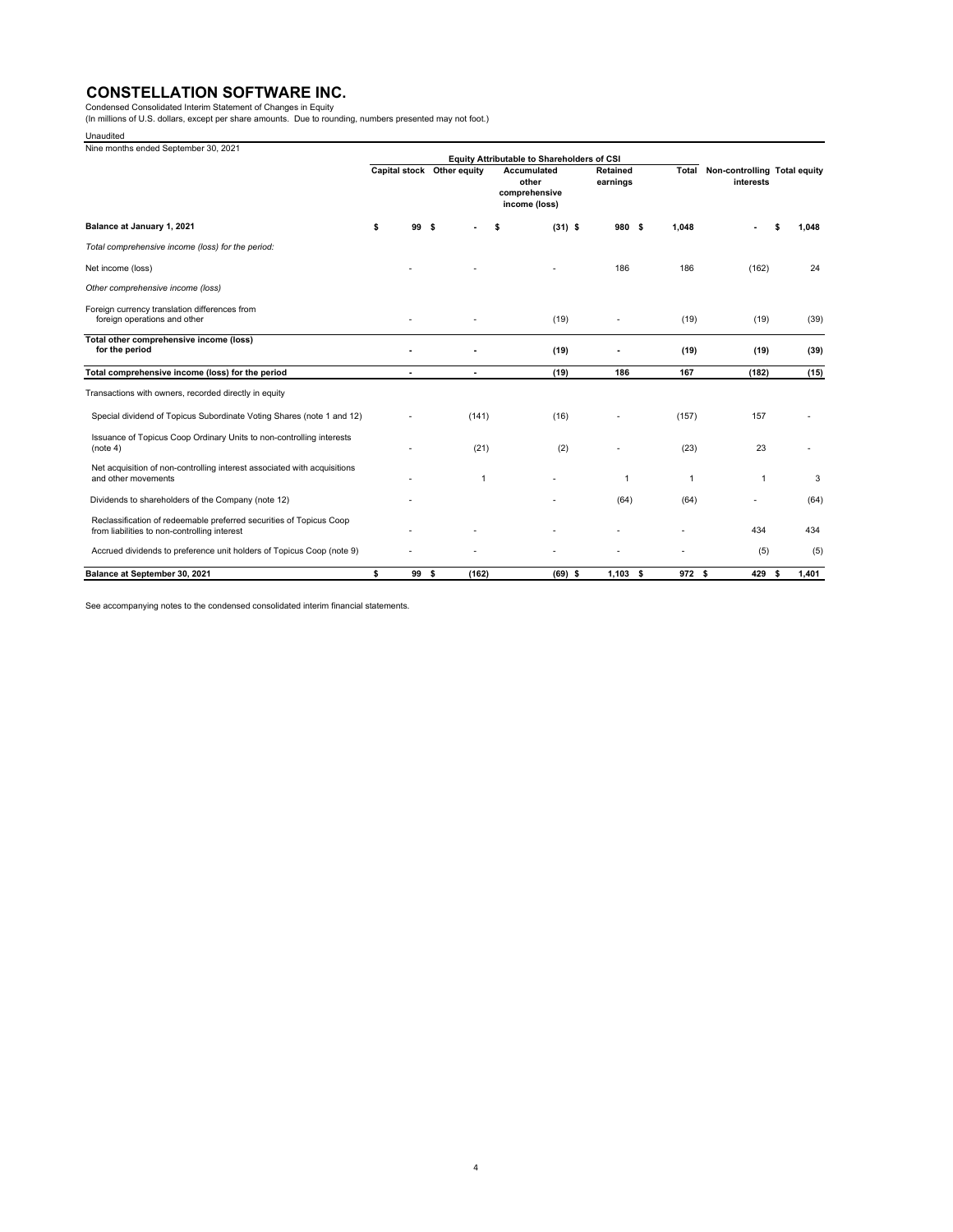# CONSTELLATION SOFTWARE INC.

Condensed Consolidated Interim Statement of Changes in Equity
(In millions of U.S. dollars, except per share amounts. Due to rounding, numbers presented may not foot.)

Unaudited

Nine months ended September 30, 2021

| | Equity Attributable to Shareholders of CSI | | | | | | |
|---|---|---|---|---|---|---|---|
| | Capital stock | Other equity | Accumulated other comprehensive income (loss) | Retained earnings | Total | Non-controlling interests | Total equity |
| **Balance at January 1, 2021** | $ 99 | $ - | $ (31) | $ 980 | $ 1,048 | - | $ 1,048 |
| *Total comprehensive income (loss) for the period:* | | | | | | | |
| Net income (loss) | - | - | - | 186 | 186 | (162) | 24 |
| *Other comprehensive income (loss)* | | | | | | | |
| Foreign currency translation differences from foreign operations and other | - | - | (19) | - | (19) | (19) | (39) |
| **Total other comprehensive income (loss) for the period** | **-** | **-** | **(19)** | **-** | **(19)** | **(19)** | **(39)** |
| **Total comprehensive income (loss) for the period** | **-** | **-** | **(19)** | **186** | **167** | **(182)** | **(15)** |
| Transactions with owners, recorded directly in equity | | | | | | | |
| Special dividend of Topicus Subordinate Voting Shares (note 1 and 12) | - | (141) | (16) | - | (157) | 157 | - |
| Issuance of Topicus Coop Ordinary Units to non-controlling interests (note 4) | - | (21) | (2) | - | (23) | 23 | - |
| Net acquisition of non-controlling interest associated with acquisitions and other movements | - | 1 | - | 1 | 1 | 1 | 3 |
| Dividends to shareholders of the Company (note 12) | - | | - | (64) | (64) | - | (64) |
| Reclassification of redeemable preferred securities of Topicus Coop from liabilities to non-controlling interest | - | - | - | - | - | 434 | 434 |
| Accrued dividends to preference unit holders of Topicus Coop (note 9) | - | - | - | - | - | (5) | (5) |
| **Balance at September 30, 2021** | **$ 99** | **$ (162)** | **(69) $** | **1,103 $** | **972 $** | **429** | **$ 1,401** |

See accompanying notes to the condensed consolidated interim financial statements.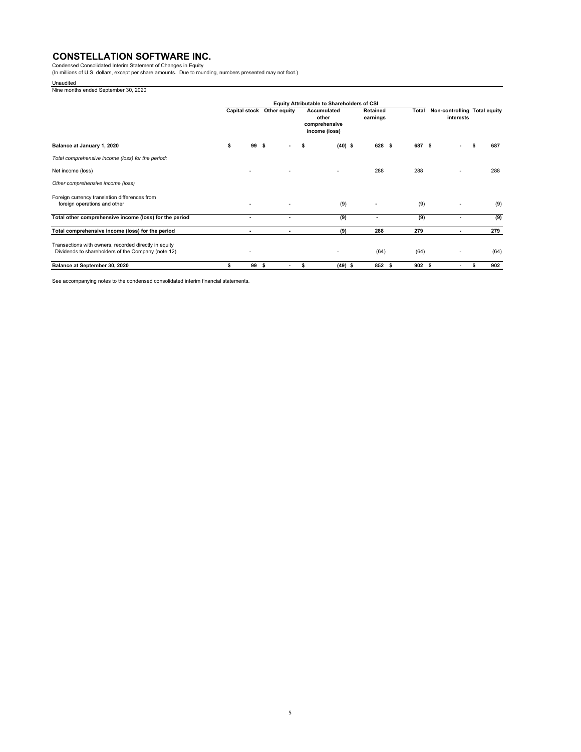# CONSTELLATION SOFTWARE INC.

Condensed Consolidated Interim Statement of Changes in Equity
(In millions of U.S. dollars, except per share amounts. Due to rounding, numbers presented may not foot.)

Unaudited
Nine months ended September 30, 2020

| | Equity Attributable to Shareholders of CSI | | | | | | |
|---|---|---|---|---|---|---|---|
| | Capital stock | Other equity | Accumulated other comprehensive income (loss) | Retained earnings | Total | Non-controlling interests | Total equity |
| **Balance at January 1, 2020** | $ 99 | $ - | $ (40) | $ 628 | $ 687 | $ - | $ 687 |
| *Total comprehensive income (loss) for the period:* | | | | | | | |
| Net income (loss) | - | - | - | 288 | 288 | - | 288 |
| *Other comprehensive income (loss)* | | | | | | | |
| Foreign currency translation differences from foreign operations and other | - | - | (9) | - | (9) | - | (9) |
| **Total other comprehensive income (loss) for the period** | - | - | (9) | - | (9) | - | (9) |
| **Total comprehensive income (loss) for the period** | - | - | (9) | 288 | 279 | - | 279 |
| Transactions with owners, recorded directly in equity | | | | | | | |
| Dividends to shareholders of the Company (note 12) | - | | - | (64) | (64) | - | (64) |
| **Balance at September 30, 2020** | $ 99 | $ - | $ (49) | $ 852 | $ 902 | $ - | $ 902 |

See accompanying notes to the condensed consolidated interim financial statements.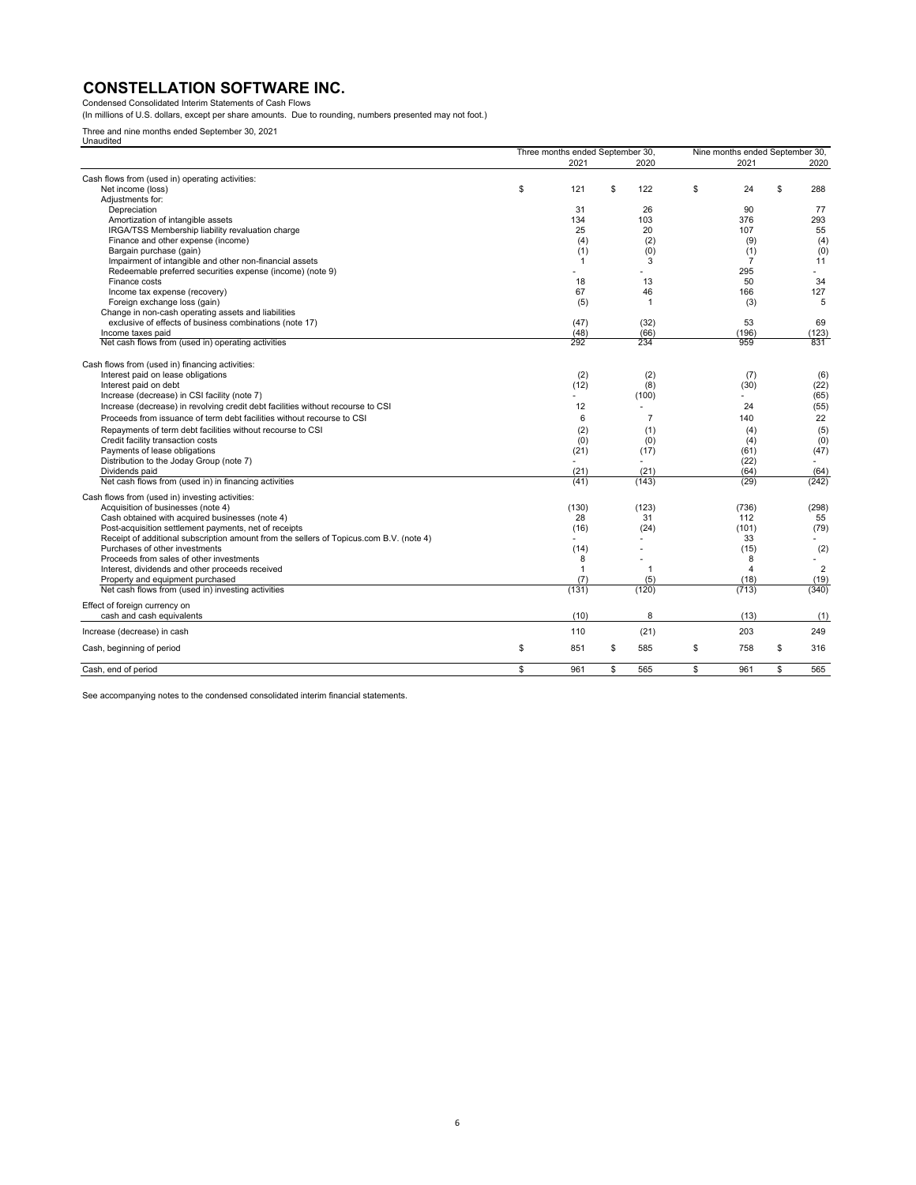# CONSTELLATION SOFTWARE INC.

Condensed Consolidated Interim Statements of Cash Flows
(In millions of U.S. dollars, except per share amounts. Due to rounding, numbers presented may not foot.)

Three and nine months ended September 30, 2021
Unaudited

| | Three months ended September 30, | | Nine months ended September 30, | |
|---|---|---|---|---|
| | 2021 | 2020 | 2021 | 2020 |
| Cash flows from (used in) operating activities: | | | | |
| Net income (loss) | $ 121 | $ 122 | $ 24 | $ 288 |
| Adjustments for: | | | | |
| Depreciation | 31 | 26 | 90 | 77 |
| Amortization of intangible assets | 134 | 103 | 376 | 293 |
| IRGA/TSS Membership liability revaluation charge | 25 | 20 | 107 | 55 |
| Finance and other expense (income) | (4) | (2) | (9) | (4) |
| Bargain purchase (gain) | (1) | (0) | (1) | (0) |
| Impairment of intangible and other non-financial assets | 1 | 3 | 7 | 11 |
| Redeemable preferred securities expense (income) (note 9) | - | - | 295 | - |
| Finance costs | 18 | 13 | 50 | 34 |
| Income tax expense (recovery) | 67 | 46 | 166 | 127 |
| Foreign exchange loss (gain) | (5) | 1 | (3) | 5 |
| Change in non-cash operating assets and liabilities exclusive of effects of business combinations (note 17) | (47) | (32) | 53 | 69 |
| Income taxes paid | (48) | (66) | (196) | (123) |
| Net cash flows from (used in) operating activities | 292 | 234 | 959 | 831 |
| Cash flows from (used in) financing activities: | | | | |
| Interest paid on lease obligations | (2) | (2) | (7) | (6) |
| Interest paid on debt | (12) | (8) | (30) | (22) |
| Increase (decrease) in CSI facility (note 7) | - | (100) | - | (65) |
| Increase (decrease) in revolving credit debt facilities without recourse to CSI | 12 | - | 24 | (55) |
| Proceeds from issuance of term debt facilities without recourse to CSI | 6 | 7 | 140 | 22 |
| Repayments of term debt facilities without recourse to CSI | (2) | (1) | (4) | (5) |
| Credit facility transaction costs | (0) | (0) | (4) | (0) |
| Payments of lease obligations | (21) | (17) | (61) | (47) |
| Distribution to the Joday Group (note 7) | - | - | (22) | - |
| Dividends paid | (21) | (21) | (64) | (64) |
| Net cash flows from (used in) in financing activities | (41) | (143) | (29) | (242) |
| Cash flows from (used in) investing activities: | | | | |
| Acquisition of businesses (note 4) | (130) | (123) | (736) | (298) |
| Cash obtained with acquired businesses (note 4) | 28 | 31 | 112 | 55 |
| Post-acquisition settlement payments, net of receipts | (16) | (24) | (101) | (79) |
| Receipt of additional subscription amount from the sellers of Topicus.com B.V. (note 4) | - | - | 33 | - |
| Purchases of other investments | (14) | - | (15) | (2) |
| Proceeds from sales of other investments | 8 | - | 8 | - |
| Interest, dividends and other proceeds received | 1 | 1 | 4 | 2 |
| Property and equipment purchased | (7) | (5) | (18) | (19) |
| Net cash flows from (used in) investing activities | (131) | (120) | (713) | (340) |
| Effect of foreign currency on cash and cash equivalents | (10) | 8 | (13) | (1) |
| Increase (decrease) in cash | 110 | (21) | 203 | 249 |
| Cash, beginning of period | $ 851 | $ 585 | $ 758 | $ 316 |
| Cash, end of period | $ 961 | $ 565 | $ 961 | $ 565 |

See accompanying notes to the condensed consolidated interim financial statements.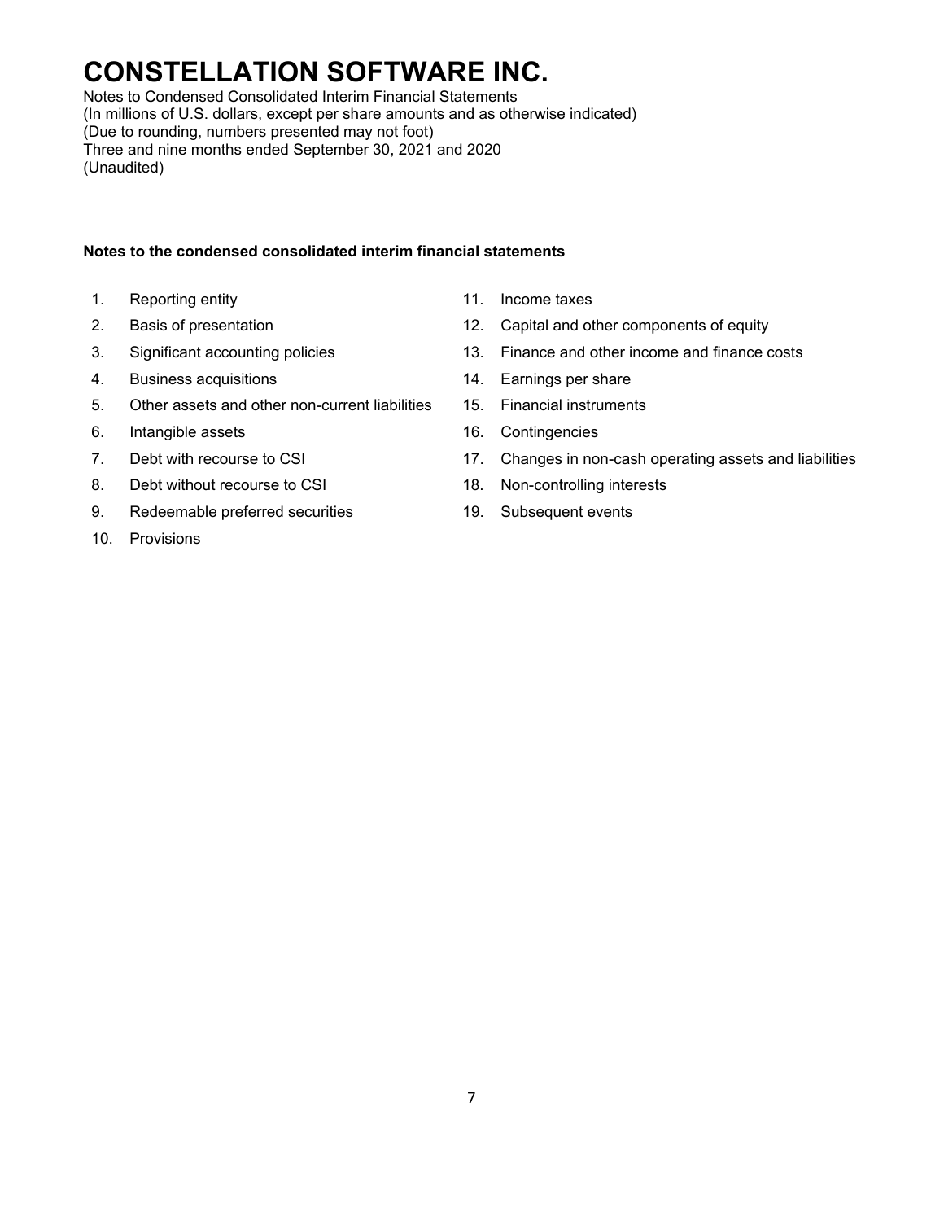# CONSTELLATION SOFTWARE INC.

Notes to Condensed Consolidated Interim Financial Statements
(In millions of U.S. dollars, except per share amounts and as otherwise indicated)
(Due to rounding, numbers presented may not foot)
Three and nine months ended September 30, 2021 and 2020
(Unaudited)

**Notes to the condensed consolidated interim financial statements**

1. Reporting entity
2. Basis of presentation
3. Significant accounting policies
4. Business acquisitions
5. Other assets and other non-current liabilities
6. Intangible assets
7. Debt with recourse to CSI
8. Debt without recourse to CSI
9. Redeemable preferred securities
10. Provisions
11. Income taxes
12. Capital and other components of equity
13. Finance and other income and finance costs
14. Earnings per share
15. Financial instruments
16. Contingencies
17. Changes in non-cash operating assets and liabilities
18. Non-controlling interests
19. Subsequent events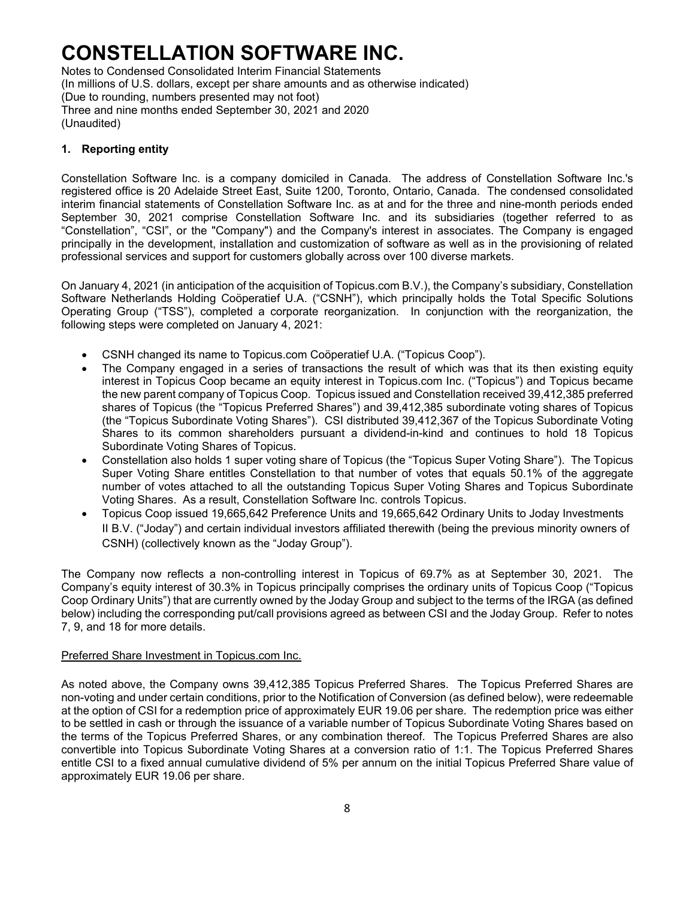# CONSTELLATION SOFTWARE INC.

Notes to Condensed Consolidated Interim Financial Statements
(In millions of U.S. dollars, except per share amounts and as otherwise indicated)
(Due to rounding, numbers presented may not foot)
Three and nine months ended September 30, 2021 and 2020
(Unaudited)

## 1. Reporting entity

Constellation Software Inc. is a company domiciled in Canada. The address of Constellation Software Inc.'s registered office is 20 Adelaide Street East, Suite 1200, Toronto, Ontario, Canada. The condensed consolidated interim financial statements of Constellation Software Inc. as at and for the three and nine-month periods ended September 30, 2021 comprise Constellation Software Inc. and its subsidiaries (together referred to as "Constellation", "CSI", or the "Company") and the Company's interest in associates. The Company is engaged principally in the development, installation and customization of software as well as in the provisioning of related professional services and support for customers globally across over 100 diverse markets.

On January 4, 2021 (in anticipation of the acquisition of Topicus.com B.V.), the Company's subsidiary, Constellation Software Netherlands Holding Coöperatief U.A. ("CSNH"), which principally holds the Total Specific Solutions Operating Group ("TSS"), completed a corporate reorganization. In conjunction with the reorganization, the following steps were completed on January 4, 2021:

- CSNH changed its name to Topicus.com Coöperatief U.A. ("Topicus Coop").
- The Company engaged in a series of transactions the result of which was that its then existing equity interest in Topicus Coop became an equity interest in Topicus.com Inc. ("Topicus") and Topicus became the new parent company of Topicus Coop. Topicus issued and Constellation received 39,412,385 preferred shares of Topicus (the "Topicus Preferred Shares") and 39,412,385 subordinate voting shares of Topicus (the "Topicus Subordinate Voting Shares"). CSI distributed 39,412,367 of the Topicus Subordinate Voting Shares to its common shareholders pursuant a dividend-in-kind and continues to hold 18 Topicus Subordinate Voting Shares of Topicus.
- Constellation also holds 1 super voting share of Topicus (the "Topicus Super Voting Share"). The Topicus Super Voting Share entitles Constellation to that number of votes that equals 50.1% of the aggregate number of votes attached to all the outstanding Topicus Super Voting Shares and Topicus Subordinate Voting Shares. As a result, Constellation Software Inc. controls Topicus.
- Topicus Coop issued 19,665,642 Preference Units and 19,665,642 Ordinary Units to Joday Investments II B.V. ("Joday") and certain individual investors affiliated therewith (being the previous minority owners of CSNH) (collectively known as the "Joday Group").

The Company now reflects a non-controlling interest in Topicus of 69.7% as at September 30, 2021. The Company's equity interest of 30.3% in Topicus principally comprises the ordinary units of Topicus Coop ("Topicus Coop Ordinary Units") that are currently owned by the Joday Group and subject to the terms of the IRGA (as defined below) including the corresponding put/call provisions agreed as between CSI and the Joday Group. Refer to notes 7, 9, and 18 for more details.

Preferred Share Investment in Topicus.com Inc.

As noted above, the Company owns 39,412,385 Topicus Preferred Shares. The Topicus Preferred Shares are non-voting and under certain conditions, prior to the Notification of Conversion (as defined below), were redeemable at the option of CSI for a redemption price of approximately EUR 19.06 per share. The redemption price was either to be settled in cash or through the issuance of a variable number of Topicus Subordinate Voting Shares based on the terms of the Topicus Preferred Shares, or any combination thereof. The Topicus Preferred Shares are also convertible into Topicus Subordinate Voting Shares at a conversion ratio of 1:1. The Topicus Preferred Shares entitle CSI to a fixed annual cumulative dividend of 5% per annum on the initial Topicus Preferred Share value of approximately EUR 19.06 per share.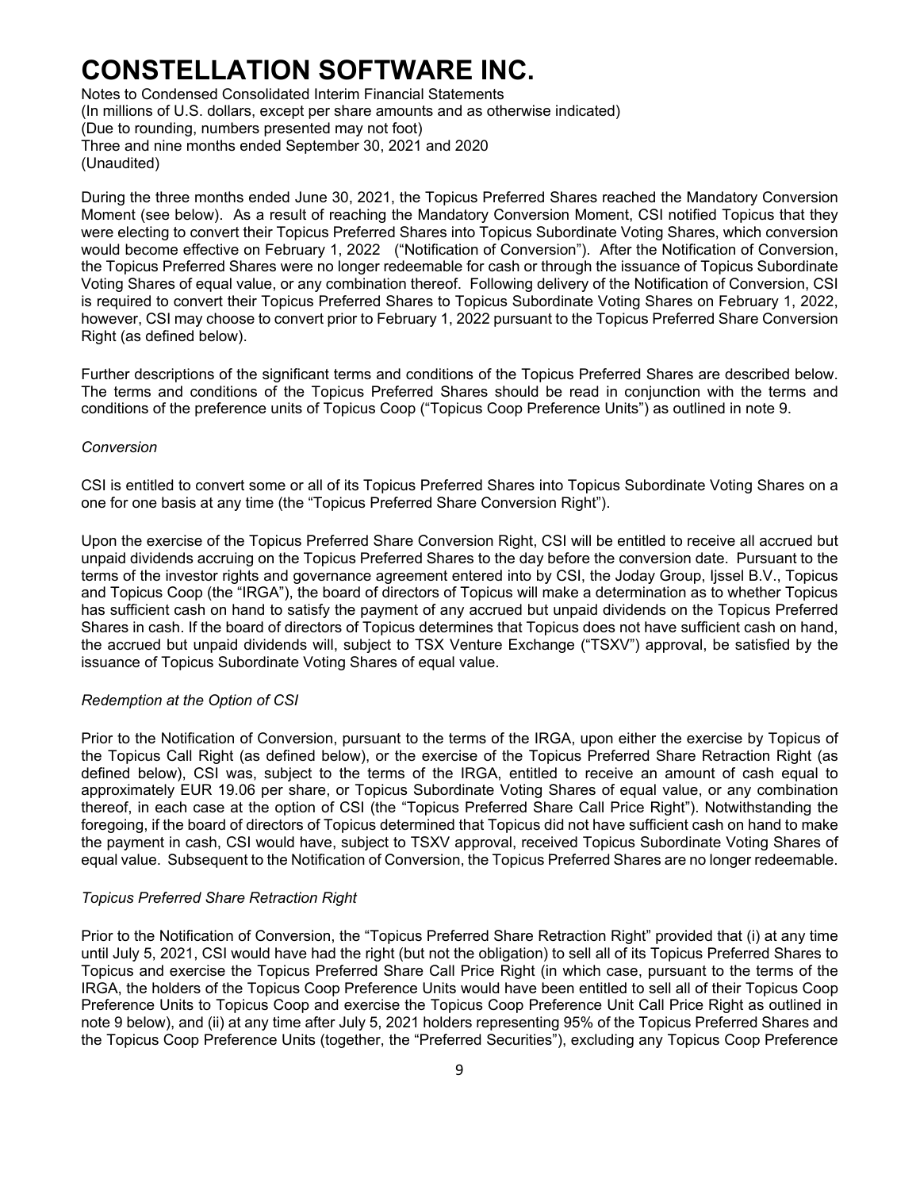During the three months ended June 30, 2021, the Topicus Preferred Shares reached the Mandatory Conversion Moment (see below). As a result of reaching the Mandatory Conversion Moment, CSI notified Topicus that they were electing to convert their Topicus Preferred Shares into Topicus Subordinate Voting Shares, which conversion would become effective on February 1, 2022 ("Notification of Conversion"). After the Notification of Conversion, the Topicus Preferred Shares were no longer redeemable for cash or through the issuance of Topicus Subordinate Voting Shares of equal value, or any combination thereof. Following delivery of the Notification of Conversion, CSI is required to convert their Topicus Preferred Shares to Topicus Subordinate Voting Shares on February 1, 2022, however, CSI may choose to convert prior to February 1, 2022 pursuant to the Topicus Preferred Share Conversion Right (as defined below).

Further descriptions of the significant terms and conditions of the Topicus Preferred Shares are described below. The terms and conditions of the Topicus Preferred Shares should be read in conjunction with the terms and conditions of the preference units of Topicus Coop ("Topicus Coop Preference Units") as outlined in note 9.

*Conversion*

CSI is entitled to convert some or all of its Topicus Preferred Shares into Topicus Subordinate Voting Shares on a one for one basis at any time (the "Topicus Preferred Share Conversion Right").

Upon the exercise of the Topicus Preferred Share Conversion Right, CSI will be entitled to receive all accrued but unpaid dividends accruing on the Topicus Preferred Shares to the day before the conversion date. Pursuant to the terms of the investor rights and governance agreement entered into by CSI, the Joday Group, Ijssel B.V., Topicus and Topicus Coop (the "IRGA"), the board of directors of Topicus will make a determination as to whether Topicus has sufficient cash on hand to satisfy the payment of any accrued but unpaid dividends on the Topicus Preferred Shares in cash. If the board of directors of Topicus determines that Topicus does not have sufficient cash on hand, the accrued but unpaid dividends will, subject to TSX Venture Exchange ("TSXV") approval, be satisfied by the issuance of Topicus Subordinate Voting Shares of equal value.

*Redemption at the Option of CSI*

Prior to the Notification of Conversion, pursuant to the terms of the IRGA, upon either the exercise by Topicus of the Topicus Call Right (as defined below), or the exercise of the Topicus Preferred Share Retraction Right (as defined below), CSI was, subject to the terms of the IRGA, entitled to receive an amount of cash equal to approximately EUR 19.06 per share, or Topicus Subordinate Voting Shares of equal value, or any combination thereof, in each case at the option of CSI (the "Topicus Preferred Share Call Price Right"). Notwithstanding the foregoing, if the board of directors of Topicus determined that Topicus did not have sufficient cash on hand to make the payment in cash, CSI would have, subject to TSXV approval, received Topicus Subordinate Voting Shares of equal value. Subsequent to the Notification of Conversion, the Topicus Preferred Shares are no longer redeemable.

*Topicus Preferred Share Retraction Right*

Prior to the Notification of Conversion, the "Topicus Preferred Share Retraction Right" provided that (i) at any time until July 5, 2021, CSI would have had the right (but not the obligation) to sell all of its Topicus Preferred Shares to Topicus and exercise the Topicus Preferred Share Call Price Right (in which case, pursuant to the terms of the IRGA, the holders of the Topicus Coop Preference Units would have been entitled to sell all of their Topicus Coop Preference Units to Topicus Coop and exercise the Topicus Coop Preference Unit Call Price Right as outlined in note 9 below), and (ii) at any time after July 5, 2021 holders representing 95% of the Topicus Preferred Shares and the Topicus Coop Preference Units (together, the "Preferred Securities"), excluding any Topicus Coop Preference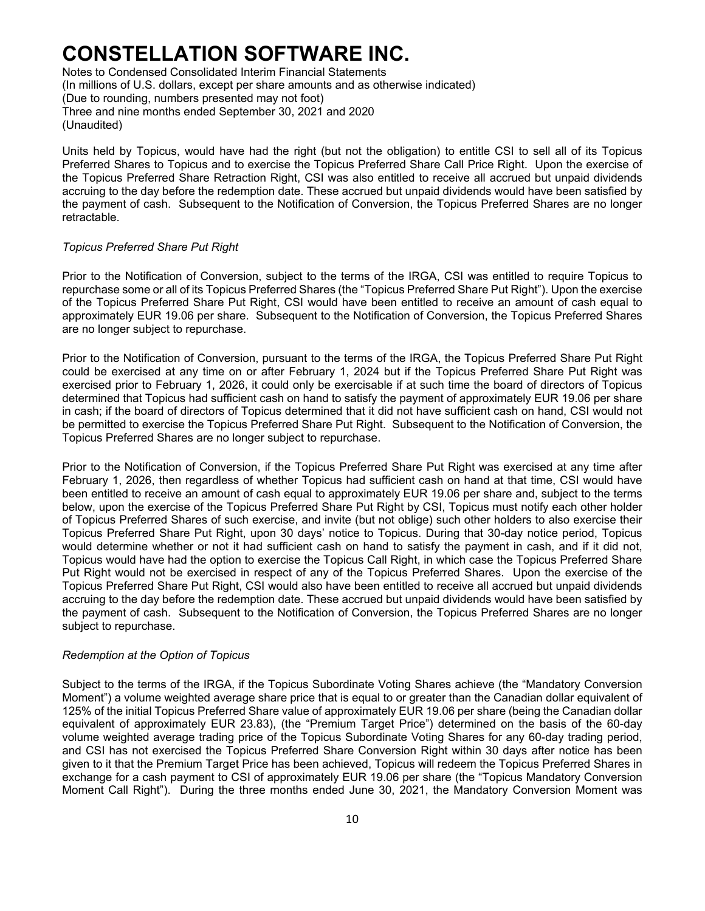Units held by Topicus, would have had the right (but not the obligation) to entitle CSI to sell all of its Topicus Preferred Shares to Topicus and to exercise the Topicus Preferred Share Call Price Right. Upon the exercise of the Topicus Preferred Share Retraction Right, CSI was also entitled to receive all accrued but unpaid dividends accruing to the day before the redemption date. These accrued but unpaid dividends would have been satisfied by the payment of cash. Subsequent to the Notification of Conversion, the Topicus Preferred Shares are no longer retractable.

*Topicus Preferred Share Put Right*

Prior to the Notification of Conversion, subject to the terms of the IRGA, CSI was entitled to require Topicus to repurchase some or all of its Topicus Preferred Shares (the "Topicus Preferred Share Put Right"). Upon the exercise of the Topicus Preferred Share Put Right, CSI would have been entitled to receive an amount of cash equal to approximately EUR 19.06 per share. Subsequent to the Notification of Conversion, the Topicus Preferred Shares are no longer subject to repurchase.

Prior to the Notification of Conversion, pursuant to the terms of the IRGA, the Topicus Preferred Share Put Right could be exercised at any time on or after February 1, 2024 but if the Topicus Preferred Share Put Right was exercised prior to February 1, 2026, it could only be exercisable if at such time the board of directors of Topicus determined that Topicus had sufficient cash on hand to satisfy the payment of approximately EUR 19.06 per share in cash; if the board of directors of Topicus determined that it did not have sufficient cash on hand, CSI would not be permitted to exercise the Topicus Preferred Share Put Right. Subsequent to the Notification of Conversion, the Topicus Preferred Shares are no longer subject to repurchase.

Prior to the Notification of Conversion, if the Topicus Preferred Share Put Right was exercised at any time after February 1, 2026, then regardless of whether Topicus had sufficient cash on hand at that time, CSI would have been entitled to receive an amount of cash equal to approximately EUR 19.06 per share and, subject to the terms below, upon the exercise of the Topicus Preferred Share Put Right by CSI, Topicus must notify each other holder of Topicus Preferred Shares of such exercise, and invite (but not oblige) such other holders to also exercise their Topicus Preferred Share Put Right, upon 30 days' notice to Topicus. During that 30-day notice period, Topicus would determine whether or not it had sufficient cash on hand to satisfy the payment in cash, and if it did not, Topicus would have had the option to exercise the Topicus Call Right, in which case the Topicus Preferred Share Put Right would not be exercised in respect of any of the Topicus Preferred Shares. Upon the exercise of the Topicus Preferred Share Put Right, CSI would also have been entitled to receive all accrued but unpaid dividends accruing to the day before the redemption date. These accrued but unpaid dividends would have been satisfied by the payment of cash. Subsequent to the Notification of Conversion, the Topicus Preferred Shares are no longer subject to repurchase.

*Redemption at the Option of Topicus*

Subject to the terms of the IRGA, if the Topicus Subordinate Voting Shares achieve (the "Mandatory Conversion Moment") a volume weighted average share price that is equal to or greater than the Canadian dollar equivalent of 125% of the initial Topicus Preferred Share value of approximately EUR 19.06 per share (being the Canadian dollar equivalent of approximately EUR 23.83), (the "Premium Target Price") determined on the basis of the 60-day volume weighted average trading price of the Topicus Subordinate Voting Shares for any 60-day trading period, and CSI has not exercised the Topicus Preferred Share Conversion Right within 30 days after notice has been given to it that the Premium Target Price has been achieved, Topicus will redeem the Topicus Preferred Shares in exchange for a cash payment to CSI of approximately EUR 19.06 per share (the "Topicus Mandatory Conversion Moment Call Right"). During the three months ended June 30, 2021, the Mandatory Conversion Moment was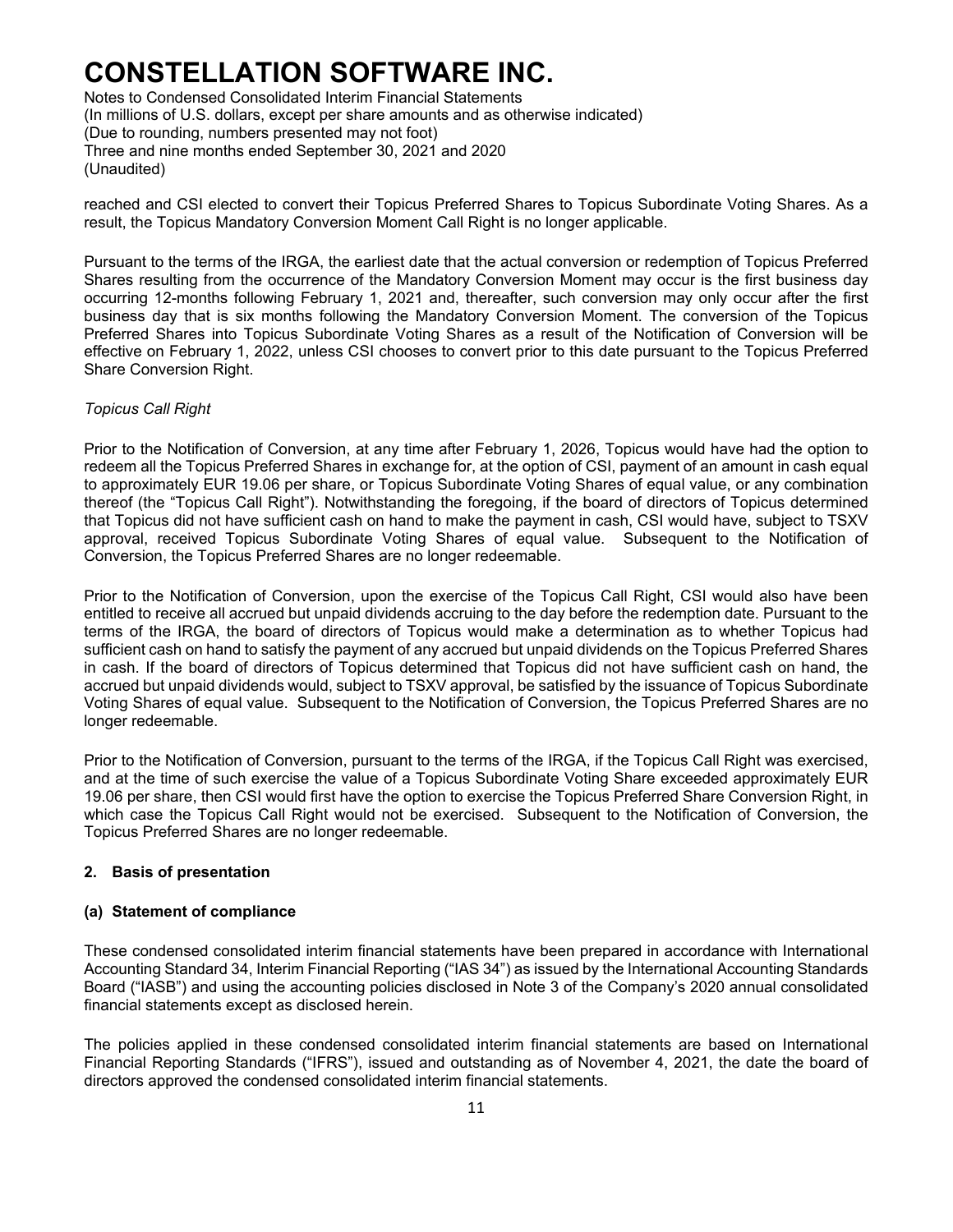reached and CSI elected to convert their Topicus Preferred Shares to Topicus Subordinate Voting Shares. As a result, the Topicus Mandatory Conversion Moment Call Right is no longer applicable.

Pursuant to the terms of the IRGA, the earliest date that the actual conversion or redemption of Topicus Preferred Shares resulting from the occurrence of the Mandatory Conversion Moment may occur is the first business day occurring 12-months following February 1, 2021 and, thereafter, such conversion may only occur after the first business day that is six months following the Mandatory Conversion Moment. The conversion of the Topicus Preferred Shares into Topicus Subordinate Voting Shares as a result of the Notification of Conversion will be effective on February 1, 2022, unless CSI chooses to convert prior to this date pursuant to the Topicus Preferred Share Conversion Right.

*Topicus Call Right*

Prior to the Notification of Conversion, at any time after February 1, 2026, Topicus would have had the option to redeem all the Topicus Preferred Shares in exchange for, at the option of CSI, payment of an amount in cash equal to approximately EUR 19.06 per share, or Topicus Subordinate Voting Shares of equal value, or any combination thereof (the "Topicus Call Right"). Notwithstanding the foregoing, if the board of directors of Topicus determined that Topicus did not have sufficient cash on hand to make the payment in cash, CSI would have, subject to TSXV approval, received Topicus Subordinate Voting Shares of equal value. Subsequent to the Notification of Conversion, the Topicus Preferred Shares are no longer redeemable.

Prior to the Notification of Conversion, upon the exercise of the Topicus Call Right, CSI would also have been entitled to receive all accrued but unpaid dividends accruing to the day before the redemption date. Pursuant to the terms of the IRGA, the board of directors of Topicus would make a determination as to whether Topicus had sufficient cash on hand to satisfy the payment of any accrued but unpaid dividends on the Topicus Preferred Shares in cash. If the board of directors of Topicus determined that Topicus did not have sufficient cash on hand, the accrued but unpaid dividends would, subject to TSXV approval, be satisfied by the issuance of Topicus Subordinate Voting Shares of equal value. Subsequent to the Notification of Conversion, the Topicus Preferred Shares are no longer redeemable.

Prior to the Notification of Conversion, pursuant to the terms of the IRGA, if the Topicus Call Right was exercised, and at the time of such exercise the value of a Topicus Subordinate Voting Share exceeded approximately EUR 19.06 per share, then CSI would first have the option to exercise the Topicus Preferred Share Conversion Right, in which case the Topicus Call Right would not be exercised. Subsequent to the Notification of Conversion, the Topicus Preferred Shares are no longer redeemable.

## 2. Basis of presentation

### (a) Statement of compliance

These condensed consolidated interim financial statements have been prepared in accordance with International Accounting Standard 34, Interim Financial Reporting ("IAS 34") as issued by the International Accounting Standards Board ("IASB") and using the accounting policies disclosed in Note 3 of the Company's 2020 annual consolidated financial statements except as disclosed herein.

The policies applied in these condensed consolidated interim financial statements are based on International Financial Reporting Standards ("IFRS"), issued and outstanding as of November 4, 2021, the date the board of directors approved the condensed consolidated interim financial statements.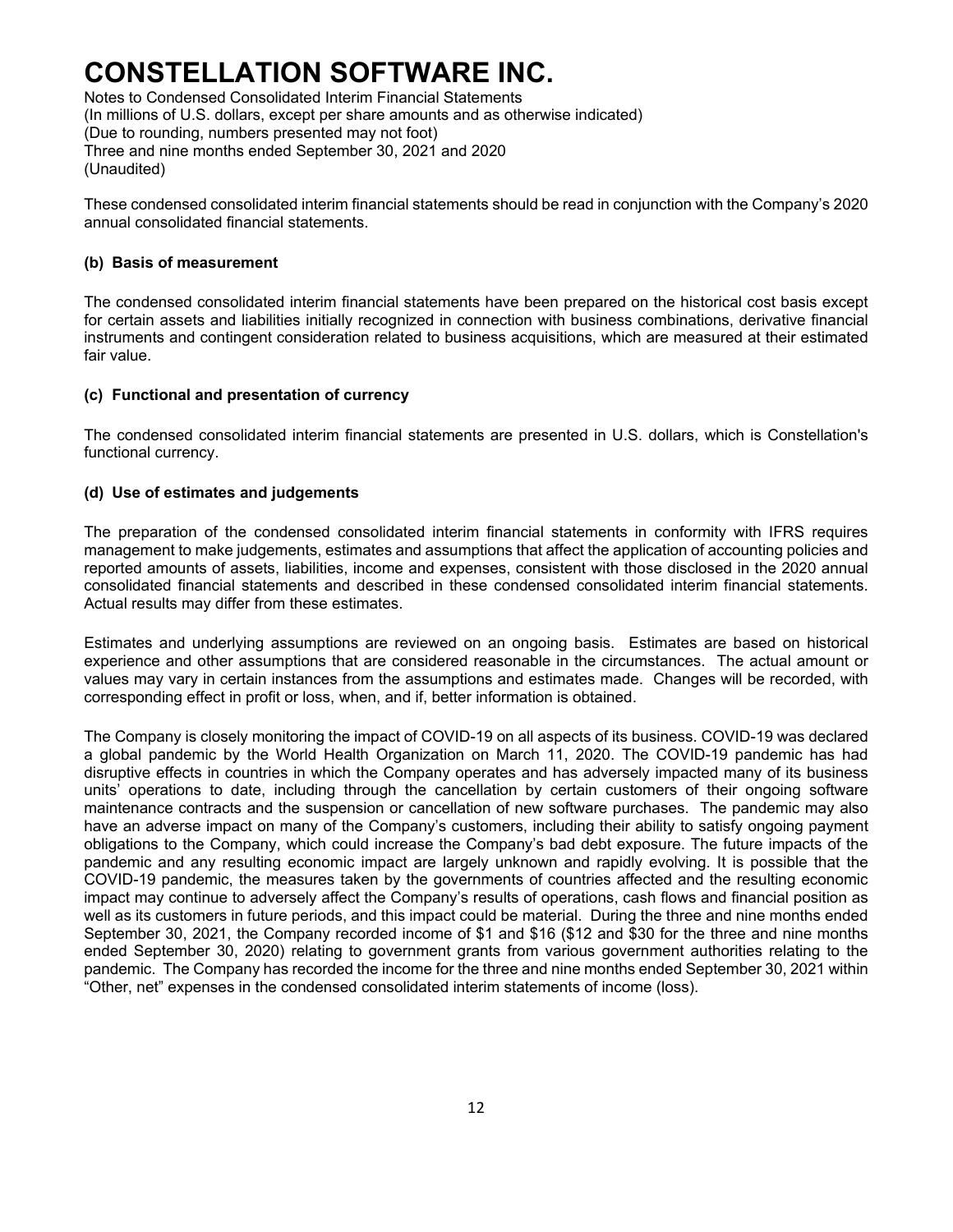These condensed consolidated interim financial statements should be read in conjunction with the Company's 2020 annual consolidated financial statements.

### (b) Basis of measurement

The condensed consolidated interim financial statements have been prepared on the historical cost basis except for certain assets and liabilities initially recognized in connection with business combinations, derivative financial instruments and contingent consideration related to business acquisitions, which are measured at their estimated fair value.

### (c) Functional and presentation of currency

The condensed consolidated interim financial statements are presented in U.S. dollars, which is Constellation's functional currency.

### (d) Use of estimates and judgements

The preparation of the condensed consolidated interim financial statements in conformity with IFRS requires management to make judgements, estimates and assumptions that affect the application of accounting policies and reported amounts of assets, liabilities, income and expenses, consistent with those disclosed in the 2020 annual consolidated financial statements and described in these condensed consolidated interim financial statements. Actual results may differ from these estimates.

Estimates and underlying assumptions are reviewed on an ongoing basis. Estimates are based on historical experience and other assumptions that are considered reasonable in the circumstances. The actual amount or values may vary in certain instances from the assumptions and estimates made. Changes will be recorded, with corresponding effect in profit or loss, when, and if, better information is obtained.

The Company is closely monitoring the impact of COVID-19 on all aspects of its business. COVID-19 was declared a global pandemic by the World Health Organization on March 11, 2020. The COVID-19 pandemic has had disruptive effects in countries in which the Company operates and has adversely impacted many of its business units' operations to date, including through the cancellation by certain customers of their ongoing software maintenance contracts and the suspension or cancellation of new software purchases. The pandemic may also have an adverse impact on many of the Company's customers, including their ability to satisfy ongoing payment obligations to the Company, which could increase the Company's bad debt exposure. The future impacts of the pandemic and any resulting economic impact are largely unknown and rapidly evolving. It is possible that the COVID-19 pandemic, the measures taken by the governments of countries affected and the resulting economic impact may continue to adversely affect the Company's results of operations, cash flows and financial position as well as its customers in future periods, and this impact could be material. During the three and nine months ended September 30, 2021, the Company recorded income of $1 and $16 ($12 and $30 for the three and nine months ended September 30, 2020) relating to government grants from various government authorities relating to the pandemic. The Company has recorded the income for the three and nine months ended September 30, 2021 within "Other, net" expenses in the condensed consolidated interim statements of income (loss).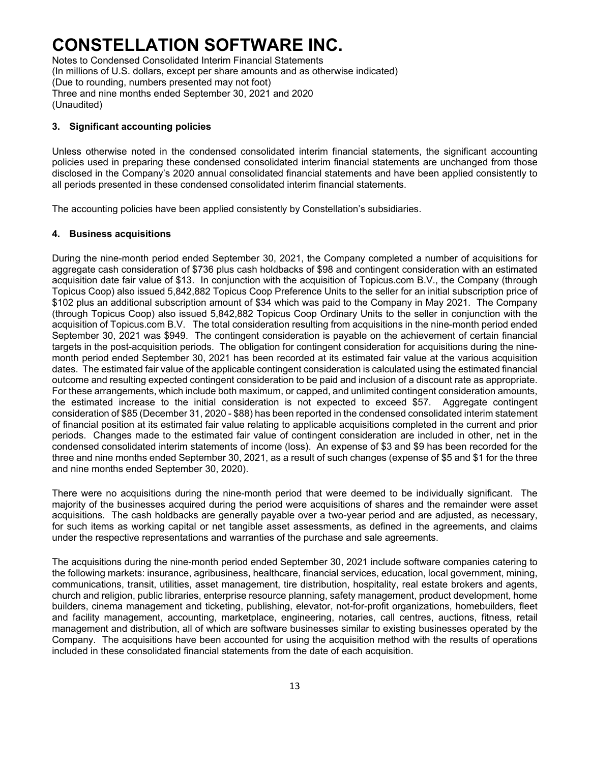# CONSTELLATION SOFTWARE INC.

Notes to Condensed Consolidated Interim Financial Statements
(In millions of U.S. dollars, except per share amounts and as otherwise indicated)
(Due to rounding, numbers presented may not foot)
Three and nine months ended September 30, 2021 and 2020
(Unaudited)

### 3. Significant accounting policies

Unless otherwise noted in the condensed consolidated interim financial statements, the significant accounting policies used in preparing these condensed consolidated interim financial statements are unchanged from those disclosed in the Company's 2020 annual consolidated financial statements and have been applied consistently to all periods presented in these condensed consolidated interim financial statements.

The accounting policies have been applied consistently by Constellation's subsidiaries.

### 4. Business acquisitions

During the nine-month period ended September 30, 2021, the Company completed a number of acquisitions for aggregate cash consideration of $736 plus cash holdbacks of $98 and contingent consideration with an estimated acquisition date fair value of $13. In conjunction with the acquisition of Topicus.com B.V., the Company (through Topicus Coop) also issued 5,842,882 Topicus Coop Preference Units to the seller for an initial subscription price of $102 plus an additional subscription amount of $34 which was paid to the Company in May 2021. The Company (through Topicus Coop) also issued 5,842,882 Topicus Coop Ordinary Units to the seller in conjunction with the acquisition of Topicus.com B.V. The total consideration resulting from acquisitions in the nine-month period ended September 30, 2021 was $949. The contingent consideration is payable on the achievement of certain financial targets in the post-acquisition periods. The obligation for contingent consideration for acquisitions during the nine-month period ended September 30, 2021 has been recorded at its estimated fair value at the various acquisition dates. The estimated fair value of the applicable contingent consideration is calculated using the estimated financial outcome and resulting expected contingent consideration to be paid and inclusion of a discount rate as appropriate. For these arrangements, which include both maximum, or capped, and unlimited contingent consideration amounts, the estimated increase to the initial consideration is not expected to exceed $57. Aggregate contingent consideration of $85 (December 31, 2020 - $88) has been reported in the condensed consolidated interim statement of financial position at its estimated fair value relating to applicable acquisitions completed in the current and prior periods. Changes made to the estimated fair value of contingent consideration are included in other, net in the condensed consolidated interim statements of income (loss). An expense of $3 and $9 has been recorded for the three and nine months ended September 30, 2021, as a result of such changes (expense of $5 and $1 for the three and nine months ended September 30, 2020).

There were no acquisitions during the nine-month period that were deemed to be individually significant. The majority of the businesses acquired during the period were acquisitions of shares and the remainder were asset acquisitions. The cash holdbacks are generally payable over a two-year period and are adjusted, as necessary, for such items as working capital or net tangible asset assessments, as defined in the agreements, and claims under the respective representations and warranties of the purchase and sale agreements.

The acquisitions during the nine-month period ended September 30, 2021 include software companies catering to the following markets: insurance, agribusiness, healthcare, financial services, education, local government, mining, communications, transit, utilities, asset management, tire distribution, hospitality, real estate brokers and agents, church and religion, public libraries, enterprise resource planning, safety management, product development, home builders, cinema management and ticketing, publishing, elevator, not-for-profit organizations, homebuilders, fleet and facility management, accounting, marketplace, engineering, notaries, call centres, auctions, fitness, retail management and distribution, all of which are software businesses similar to existing businesses operated by the Company. The acquisitions have been accounted for using the acquisition method with the results of operations included in these consolidated financial statements from the date of each acquisition.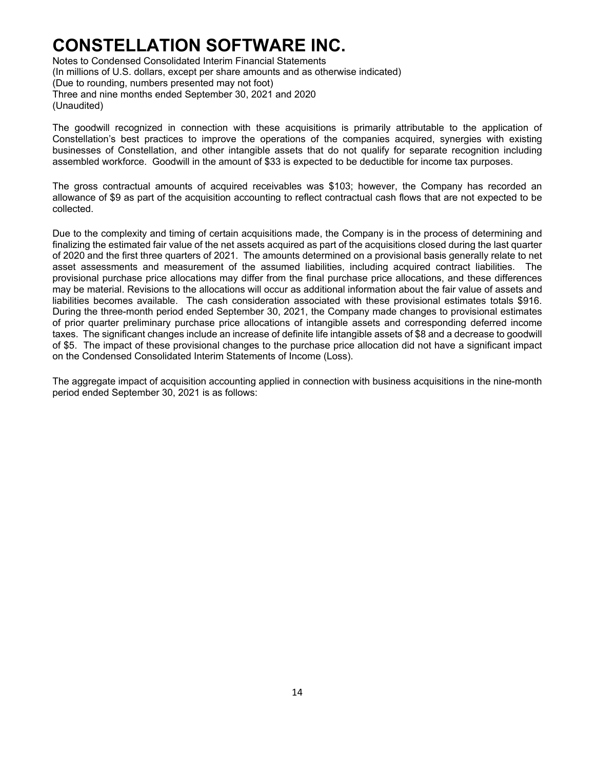The goodwill recognized in connection with these acquisitions is primarily attributable to the application of Constellation's best practices to improve the operations of the companies acquired, synergies with existing businesses of Constellation, and other intangible assets that do not qualify for separate recognition including assembled workforce. Goodwill in the amount of $33 is expected to be deductible for income tax purposes.

The gross contractual amounts of acquired receivables was $103; however, the Company has recorded an allowance of $9 as part of the acquisition accounting to reflect contractual cash flows that are not expected to be collected.

Due to the complexity and timing of certain acquisitions made, the Company is in the process of determining and finalizing the estimated fair value of the net assets acquired as part of the acquisitions closed during the last quarter of 2020 and the first three quarters of 2021. The amounts determined on a provisional basis generally relate to net asset assessments and measurement of the assumed liabilities, including acquired contract liabilities. The provisional purchase price allocations may differ from the final purchase price allocations, and these differences may be material. Revisions to the allocations will occur as additional information about the fair value of assets and liabilities becomes available. The cash consideration associated with these provisional estimates totals $916. During the three-month period ended September 30, 2021, the Company made changes to provisional estimates of prior quarter preliminary purchase price allocations of intangible assets and corresponding deferred income taxes. The significant changes include an increase of definite life intangible assets of $8 and a decrease to goodwill of $5. The impact of these provisional changes to the purchase price allocation did not have a significant impact on the Condensed Consolidated Interim Statements of Income (Loss).

The aggregate impact of acquisition accounting applied in connection with business acquisitions in the nine-month period ended September 30, 2021 is as follows: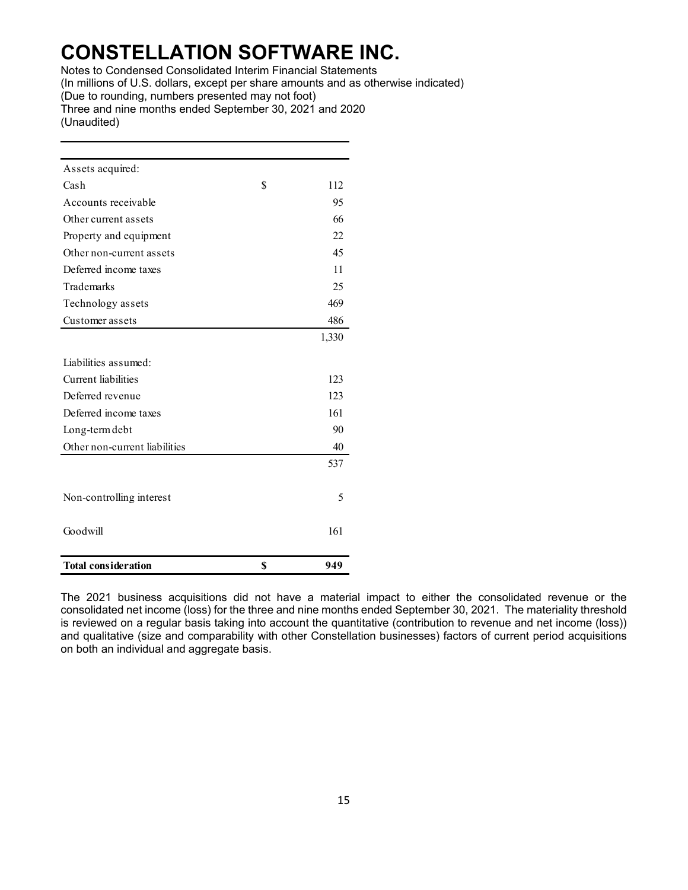| | | |
|---|---|---|
| Assets acquired: | | |
| Cash | $ | 112 |
| Accounts receivable | | 95 |
| Other current assets | | 66 |
| Property and equipment | | 22 |
| Other non-current assets | | 45 |
| Deferred income taxes | | 11 |
| Trademarks | | 25 |
| Technology assets | | 469 |
| Customer assets | | 486 |
| | | 1,330 |
| Liabilities assumed: | | |
| Current liabilities | | 123 |
| Deferred revenue | | 123 |
| Deferred income taxes | | 161 |
| Long-term debt | | 90 |
| Other non-current liabilities | | 40 |
| | | 537 |
| Non-controlling interest | | 5 |
| Goodwill | | 161 |
| **Total consideration** | **$** | **949** |

The 2021 business acquisitions did not have a material impact to either the consolidated revenue or the consolidated net income (loss) for the three and nine months ended September 30, 2021. The materiality threshold is reviewed on a regular basis taking into account the quantitative (contribution to revenue and net income (loss)) and qualitative (size and comparability with other Constellation businesses) factors of current period acquisitions on both an individual and aggregate basis.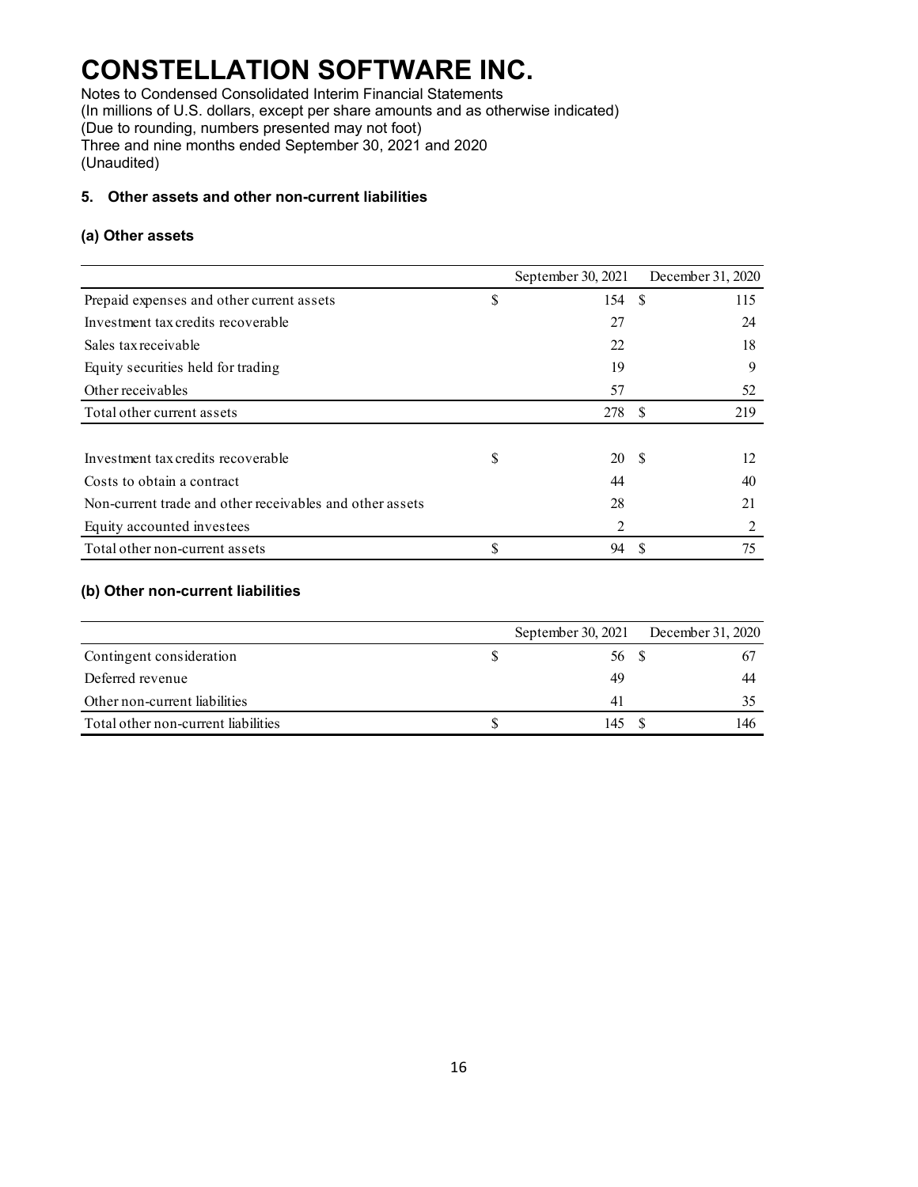# CONSTELLATION SOFTWARE INC.

Notes to Condensed Consolidated Interim Financial Statements
(In millions of U.S. dollars, except per share amounts and as otherwise indicated)
(Due to rounding, numbers presented may not foot)
Three and nine months ended September 30, 2021 and 2020
(Unaudited)

### 5. Other assets and other non-current liabilities

#### (a) Other assets

| | September 30, 2021 | December 31, 2020 |
|---|---|---|
| Prepaid expenses and other current assets | $ 154 | $ 115 |
| Investment tax credits recoverable | 27 | 24 |
| Sales tax receivable | 22 | 18 |
| Equity securities held for trading | 19 | 9 |
| Other receivables | 57 | 52 |
| Total other current assets | 278 | $ 219 |
| | | |
| Investment tax credits recoverable | $ 20 | $ 12 |
| Costs to obtain a contract | 44 | 40 |
| Non-current trade and other receivables and other assets | 28 | 21 |
| Equity accounted investees | 2 | 2 |
| Total other non-current assets | $ 94 | $ 75 |

#### (b) Other non-current liabilities

| | September 30, 2021 | December 31, 2020 |
|---|---|---|
| Contingent consideration | $ 56 | $ 67 |
| Deferred revenue | 49 | 44 |
| Other non-current liabilities | 41 | 35 |
| Total other non-current liabilities | $ 145 | $ 146 |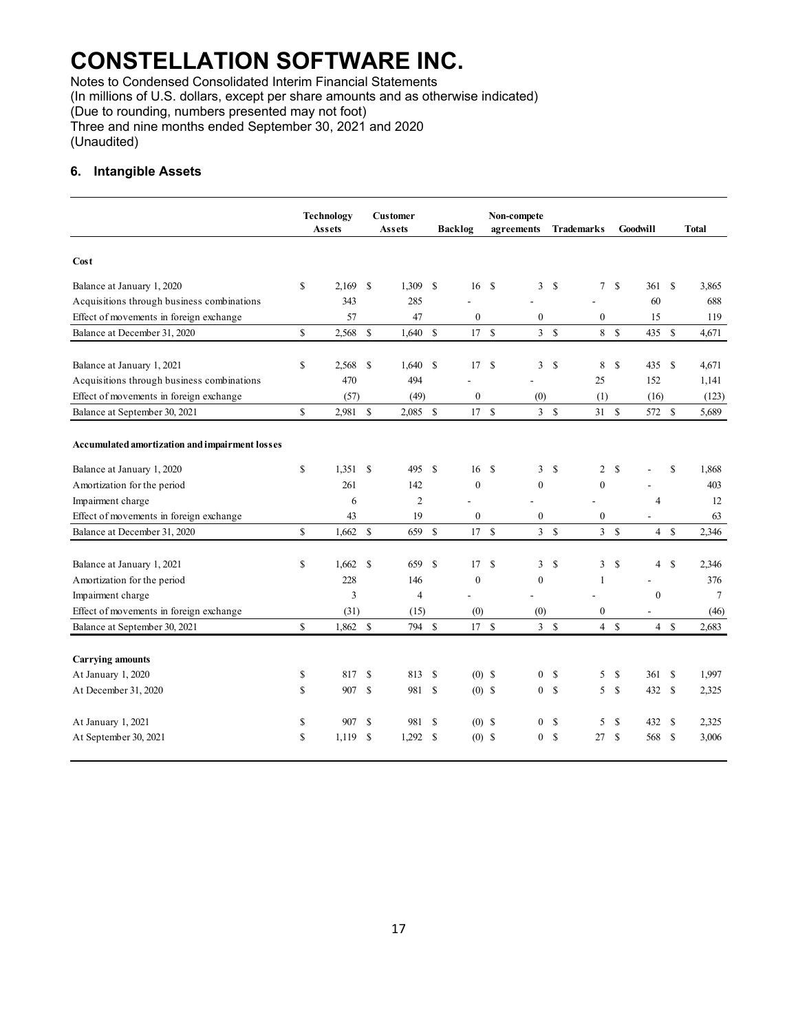# CONSTELLATION SOFTWARE INC.

Notes to Condensed Consolidated Interim Financial Statements
(In millions of U.S. dollars, except per share amounts and as otherwise indicated)
(Due to rounding, numbers presented may not foot)
Three and nine months ended September 30, 2021 and 2020
(Unaudited)

## 6. Intangible Assets

| | Technology Assets | Customer Assets | Backlog | Non-compete agreements | Trademarks | Goodwill | Total |
|---|---|---|---|---|---|---|---|
| **Cost** | | | | | | | |
| Balance at January 1, 2020 | $ 2,169 | $ 1,309 | $ 16 | $ 3 | $ 7 | $ 361 | $ 3,865 |
| Acquisitions through business combinations | 343 | 285 | - | - | - | 60 | 688 |
| Effect of movements in foreign exchange | 57 | 47 | 0 | 0 | 0 | 15 | 119 |
| Balance at December 31, 2020 | $ 2,568 | $ 1,640 | $ 17 | $ 3 | $ 8 | $ 435 | $ 4,671 |
| | | | | | | | |
| Balance at January 1, 2021 | $ 2,568 | $ 1,640 | $ 17 | $ 3 | $ 8 | $ 435 | $ 4,671 |
| Acquisitions through business combinations | 470 | 494 | - | - | 25 | 152 | 1,141 |
| Effect of movements in foreign exchange | (57) | (49) | 0 | (0) | (1) | (16) | (123) |
| Balance at September 30, 2021 | $ 2,981 | $ 2,085 | $ 17 | $ 3 | $ 31 | $ 572 | $ 5,689 |
| | | | | | | | |
| **Accumulated amortization and impairment losses** | | | | | | | |
| Balance at January 1, 2020 | $ 1,351 | $ 495 | $ 16 | $ 3 | $ 2 | $ - | $ 1,868 |
| Amortization for the period | 261 | 142 | 0 | 0 | 0 | - | 403 |
| Impairment charge | 6 | 2 | - | - | - | 4 | 12 |
| Effect of movements in foreign exchange | 43 | 19 | 0 | 0 | 0 | - | 63 |
| Balance at December 31, 2020 | $ 1,662 | $ 659 | $ 17 | $ 3 | $ 3 | $ 4 | $ 2,346 |
| | | | | | | | |
| Balance at January 1, 2021 | $ 1,662 | $ 659 | $ 17 | $ 3 | $ 3 | $ 4 | $ 2,346 |
| Amortization for the period | 228 | 146 | 0 | 0 | 1 | - | 376 |
| Impairment charge | 3 | 4 | - | - | - | 0 | 7 |
| Effect of movements in foreign exchange | (31) | (15) | (0) | (0) | 0 | - | (46) |
| Balance at September 30, 2021 | $ 1,862 | $ 794 | $ 17 | $ 3 | $ 4 | $ 4 | $ 2,683 |
| | | | | | | | |
| **Carrying amounts** | | | | | | | |
| At January 1, 2020 | $ 817 | $ 813 | $ (0) | $ 0 | $ 5 | $ 361 | $ 1,997 |
| At December 31, 2020 | $ 907 | $ 981 | $ (0) | $ 0 | $ 5 | $ 432 | $ 2,325 |
| | | | | | | | |
| At January 1, 2021 | $ 907 | $ 981 | $ (0) | $ 0 | $ 5 | $ 432 | $ 2,325 |
| At September 30, 2021 | $ 1,119 | $ 1,292 | $ (0) | $ 0 | $ 27 | $ 568 | $ 3,006 |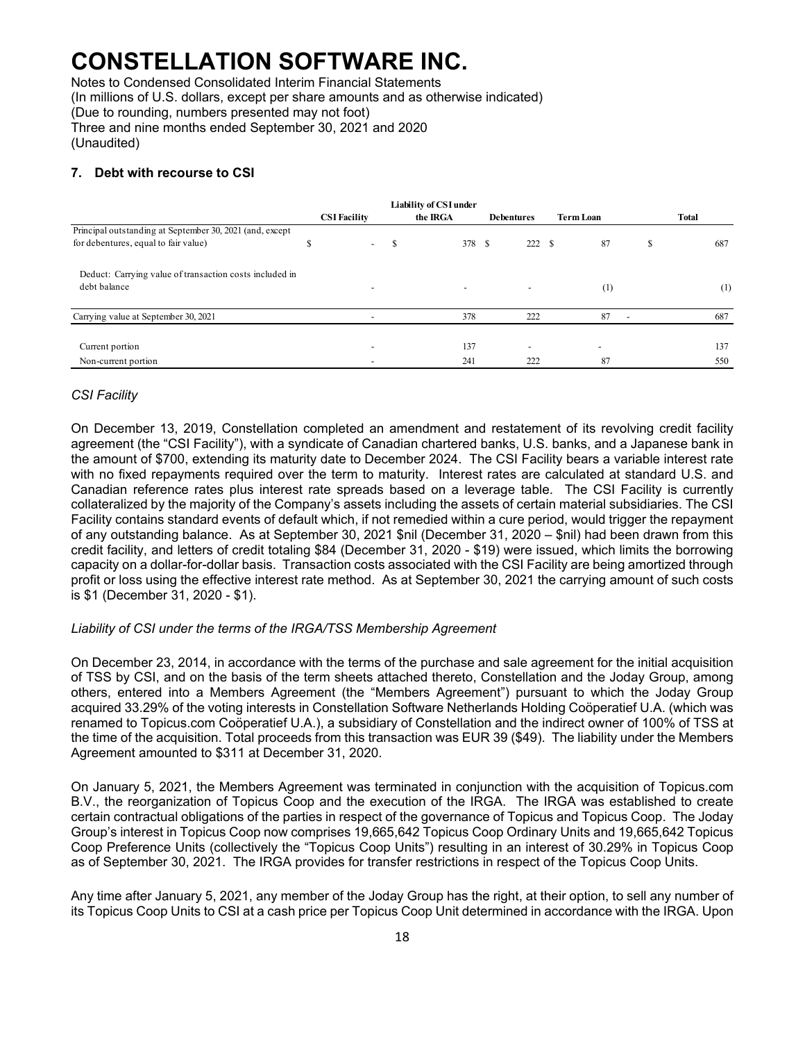# CONSTELLATION SOFTWARE INC.

Notes to Condensed Consolidated Interim Financial Statements
(In millions of U.S. dollars, except per share amounts and as otherwise indicated)
(Due to rounding, numbers presented may not foot)
Three and nine months ended September 30, 2021 and 2020
(Unaudited)

## 7. Debt with recourse to CSI

| | CSI Facility | Liability of CSI under the IRGA | Debentures | Term Loan | Total |
|---|---|---|---|---|---|
| Principal outstanding at September 30, 2021 (and, except for debentures, equal to fair value) | $ - | $ 378 | $ 222 | $ 87 | $ 687 |
| Deduct: Carrying value of transaction costs included in debt balance | - | - | - | (1) | (1) |
| Carrying value at September 30, 2021 | - | 378 | 222 | 87 | 687 |
| Current portion | - | 137 | - | - | 137 |
| Non-current portion | - | 241 | 222 | 87 | 550 |

*CSI Facility*

On December 13, 2019, Constellation completed an amendment and restatement of its revolving credit facility agreement (the "CSI Facility"), with a syndicate of Canadian chartered banks, U.S. banks, and a Japanese bank in the amount of $700, extending its maturity date to December 2024. The CSI Facility bears a variable interest rate with no fixed repayments required over the term to maturity. Interest rates are calculated at standard U.S. and Canadian reference rates plus interest rate spreads based on a leverage table. The CSI Facility is currently collateralized by the majority of the Company's assets including the assets of certain material subsidiaries. The CSI Facility contains standard events of default which, if not remedied within a cure period, would trigger the repayment of any outstanding balance. As at September 30, 2021 $nil (December 31, 2020 – $nil) had been drawn from this credit facility, and letters of credit totaling $84 (December 31, 2020 - $19) were issued, which limits the borrowing capacity on a dollar-for-dollar basis. Transaction costs associated with the CSI Facility are being amortized through profit or loss using the effective interest rate method. As at September 30, 2021 the carrying amount of such costs is $1 (December 31, 2020 - $1).

*Liability of CSI under the terms of the IRGA/TSS Membership Agreement*

On December 23, 2014, in accordance with the terms of the purchase and sale agreement for the initial acquisition of TSS by CSI, and on the basis of the term sheets attached thereto, Constellation and the Joday Group, among others, entered into a Members Agreement (the "Members Agreement") pursuant to which the Joday Group acquired 33.29% of the voting interests in Constellation Software Netherlands Holding Coöperatief U.A. (which was renamed to Topicus.com Coöperatief U.A.), a subsidiary of Constellation and the indirect owner of 100% of TSS at the time of the acquisition. Total proceeds from this transaction was EUR 39 ($49). The liability under the Members Agreement amounted to $311 at December 31, 2020.

On January 5, 2021, the Members Agreement was terminated in conjunction with the acquisition of Topicus.com B.V., the reorganization of Topicus Coop and the execution of the IRGA. The IRGA was established to create certain contractual obligations of the parties in respect of the governance of Topicus and Topicus Coop. The Joday Group's interest in Topicus Coop now comprises 19,665,642 Topicus Coop Ordinary Units and 19,665,642 Topicus Coop Preference Units (collectively the "Topicus Coop Units") resulting in an interest of 30.29% in Topicus Coop as of September 30, 2021. The IRGA provides for transfer restrictions in respect of the Topicus Coop Units.

Any time after January 5, 2021, any member of the Joday Group has the right, at their option, to sell any number of its Topicus Coop Units to CSI at a cash price per Topicus Coop Unit determined in accordance with the IRGA. Upon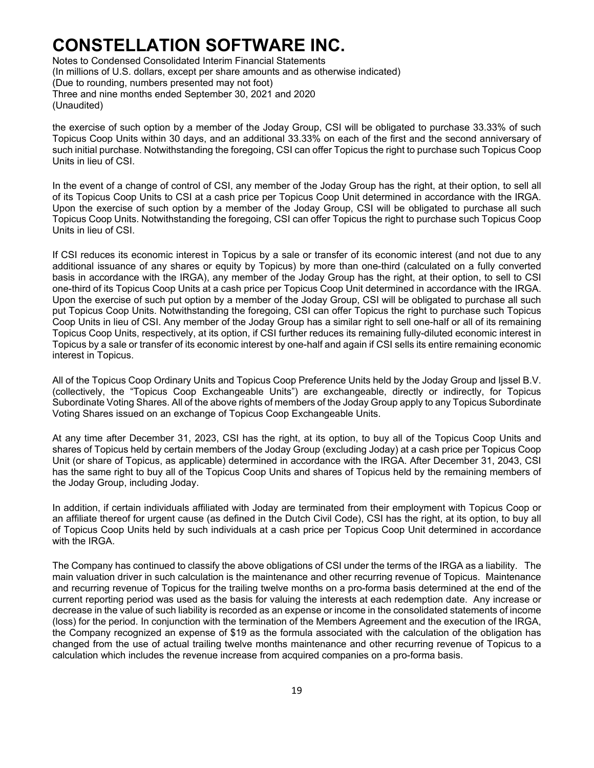the exercise of such option by a member of the Joday Group, CSI will be obligated to purchase 33.33% of such Topicus Coop Units within 30 days, and an additional 33.33% on each of the first and the second anniversary of such initial purchase. Notwithstanding the foregoing, CSI can offer Topicus the right to purchase such Topicus Coop Units in lieu of CSI.

In the event of a change of control of CSI, any member of the Joday Group has the right, at their option, to sell all of its Topicus Coop Units to CSI at a cash price per Topicus Coop Unit determined in accordance with the IRGA. Upon the exercise of such option by a member of the Joday Group, CSI will be obligated to purchase all such Topicus Coop Units. Notwithstanding the foregoing, CSI can offer Topicus the right to purchase such Topicus Coop Units in lieu of CSI.

If CSI reduces its economic interest in Topicus by a sale or transfer of its economic interest (and not due to any additional issuance of any shares or equity by Topicus) by more than one-third (calculated on a fully converted basis in accordance with the IRGA), any member of the Joday Group has the right, at their option, to sell to CSI one-third of its Topicus Coop Units at a cash price per Topicus Coop Unit determined in accordance with the IRGA. Upon the exercise of such put option by a member of the Joday Group, CSI will be obligated to purchase all such put Topicus Coop Units. Notwithstanding the foregoing, CSI can offer Topicus the right to purchase such Topicus Coop Units in lieu of CSI. Any member of the Joday Group has a similar right to sell one-half or all of its remaining Topicus Coop Units, respectively, at its option, if CSI further reduces its remaining fully-diluted economic interest in Topicus by a sale or transfer of its economic interest by one-half and again if CSI sells its entire remaining economic interest in Topicus.

All of the Topicus Coop Ordinary Units and Topicus Coop Preference Units held by the Joday Group and Ijssel B.V. (collectively, the "Topicus Coop Exchangeable Units") are exchangeable, directly or indirectly, for Topicus Subordinate Voting Shares. All of the above rights of members of the Joday Group apply to any Topicus Subordinate Voting Shares issued on an exchange of Topicus Coop Exchangeable Units.

At any time after December 31, 2023, CSI has the right, at its option, to buy all of the Topicus Coop Units and shares of Topicus held by certain members of the Joday Group (excluding Joday) at a cash price per Topicus Coop Unit (or share of Topicus, as applicable) determined in accordance with the IRGA. After December 31, 2043, CSI has the same right to buy all of the Topicus Coop Units and shares of Topicus held by the remaining members of the Joday Group, including Joday.

In addition, if certain individuals affiliated with Joday are terminated from their employment with Topicus Coop or an affiliate thereof for urgent cause (as defined in the Dutch Civil Code), CSI has the right, at its option, to buy all of Topicus Coop Units held by such individuals at a cash price per Topicus Coop Unit determined in accordance with the IRGA.

The Company has continued to classify the above obligations of CSI under the terms of the IRGA as a liability. The main valuation driver in such calculation is the maintenance and other recurring revenue of Topicus. Maintenance and recurring revenue of Topicus for the trailing twelve months on a pro-forma basis determined at the end of the current reporting period was used as the basis for valuing the interests at each redemption date. Any increase or decrease in the value of such liability is recorded as an expense or income in the consolidated statements of income (loss) for the period. In conjunction with the termination of the Members Agreement and the execution of the IRGA, the Company recognized an expense of $19 as the formula associated with the calculation of the obligation has changed from the use of actual trailing twelve months maintenance and other recurring revenue of Topicus to a calculation which includes the revenue increase from acquired companies on a pro-forma basis.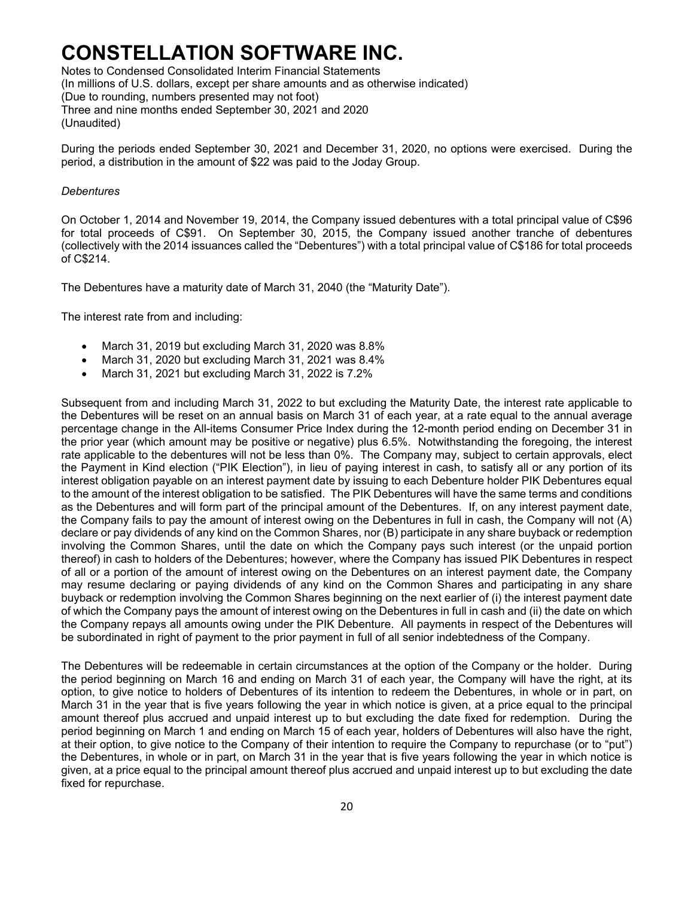During the periods ended September 30, 2021 and December 31, 2020, no options were exercised. During the period, a distribution in the amount of $22 was paid to the Joday Group.

*Debentures*

On October 1, 2014 and November 19, 2014, the Company issued debentures with a total principal value of C$96 for total proceeds of C$91. On September 30, 2015, the Company issued another tranche of debentures (collectively with the 2014 issuances called the "Debentures") with a total principal value of C$186 for total proceeds of C$214.

The Debentures have a maturity date of March 31, 2040 (the "Maturity Date").

The interest rate from and including:

- March 31, 2019 but excluding March 31, 2020 was 8.8%
- March 31, 2020 but excluding March 31, 2021 was 8.4%
- March 31, 2021 but excluding March 31, 2022 is 7.2%

Subsequent from and including March 31, 2022 to but excluding the Maturity Date, the interest rate applicable to the Debentures will be reset on an annual basis on March 31 of each year, at a rate equal to the annual average percentage change in the All-items Consumer Price Index during the 12-month period ending on December 31 in the prior year (which amount may be positive or negative) plus 6.5%. Notwithstanding the foregoing, the interest rate applicable to the debentures will not be less than 0%. The Company may, subject to certain approvals, elect the Payment in Kind election ("PIK Election"), in lieu of paying interest in cash, to satisfy all or any portion of its interest obligation payable on an interest payment date by issuing to each Debenture holder PIK Debentures equal to the amount of the interest obligation to be satisfied. The PIK Debentures will have the same terms and conditions as the Debentures and will form part of the principal amount of the Debentures. If, on any interest payment date, the Company fails to pay the amount of interest owing on the Debentures in full in cash, the Company will not (A) declare or pay dividends of any kind on the Common Shares, nor (B) participate in any share buyback or redemption involving the Common Shares, until the date on which the Company pays such interest (or the unpaid portion thereof) in cash to holders of the Debentures; however, where the Company has issued PIK Debentures in respect of all or a portion of the amount of interest owing on the Debentures on an interest payment date, the Company may resume declaring or paying dividends of any kind on the Common Shares and participating in any share buyback or redemption involving the Common Shares beginning on the next earlier of (i) the interest payment date of which the Company pays the amount of interest owing on the Debentures in full in cash and (ii) the date on which the Company repays all amounts owing under the PIK Debenture. All payments in respect of the Debentures will be subordinated in right of payment to the prior payment in full of all senior indebtedness of the Company.

The Debentures will be redeemable in certain circumstances at the option of the Company or the holder. During the period beginning on March 16 and ending on March 31 of each year, the Company will have the right, at its option, to give notice to holders of Debentures of its intention to redeem the Debentures, in whole or in part, on March 31 in the year that is five years following the year in which notice is given, at a price equal to the principal amount thereof plus accrued and unpaid interest up to but excluding the date fixed for redemption. During the period beginning on March 1 and ending on March 15 of each year, holders of Debentures will also have the right, at their option, to give notice to the Company of their intention to require the Company to repurchase (or to "put") the Debentures, in whole or in part, on March 31 in the year that is five years following the year in which notice is given, at a price equal to the principal amount thereof plus accrued and unpaid interest up to but excluding the date fixed for repurchase.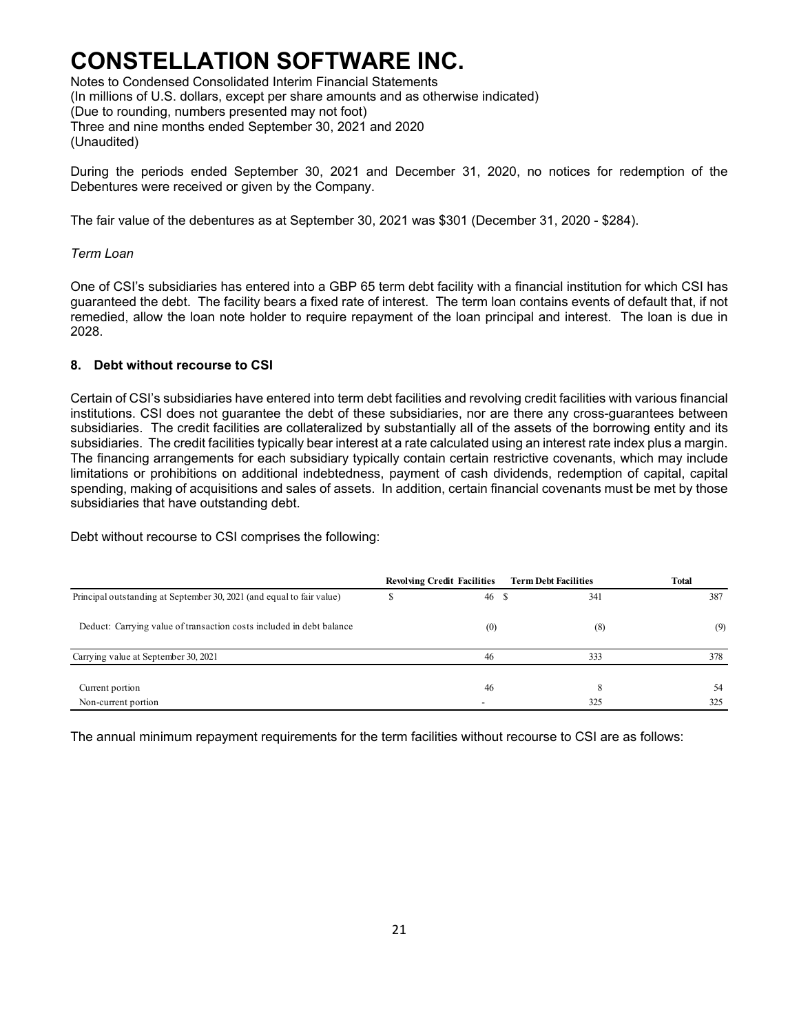# CONSTELLATION SOFTWARE INC.

Notes to Condensed Consolidated Interim Financial Statements
(In millions of U.S. dollars, except per share amounts and as otherwise indicated)
(Due to rounding, numbers presented may not foot)
Three and nine months ended September 30, 2021 and 2020
(Unaudited)

During the periods ended September 30, 2021 and December 31, 2020, no notices for redemption of the Debentures were received or given by the Company.

The fair value of the debentures as at September 30, 2021 was $301 (December 31, 2020 - $284).

*Term Loan*

One of CSI's subsidiaries has entered into a GBP 65 term debt facility with a financial institution for which CSI has guaranteed the debt. The facility bears a fixed rate of interest. The term loan contains events of default that, if not remedied, allow the loan note holder to require repayment of the loan principal and interest. The loan is due in 2028.

## 8. Debt without recourse to CSI

Certain of CSI's subsidiaries have entered into term debt facilities and revolving credit facilities with various financial institutions. CSI does not guarantee the debt of these subsidiaries, nor are there any cross-guarantees between subsidiaries. The credit facilities are collateralized by substantially all of the assets of the borrowing entity and its subsidiaries. The credit facilities typically bear interest at a rate calculated using an interest rate index plus a margin. The financing arrangements for each subsidiary typically contain certain restrictive covenants, which may include limitations or prohibitions on additional indebtedness, payment of cash dividends, redemption of capital, capital spending, making of acquisitions and sales of assets. In addition, certain financial covenants must be met by those subsidiaries that have outstanding debt.

Debt without recourse to CSI comprises the following:

| | Revolving Credit Facilities | Term Debt Facilities | Total |
|---|---|---|---|
| Principal outstanding at September 30, 2021 (and equal to fair value) | $ 46 | $ 341 | 387 |
| Deduct: Carrying value of transaction costs included in debt balance | (0) | (8) | (9) |
| Carrying value at September 30, 2021 | 46 | 333 | 378 |
| Current portion | 46 | 8 | 54 |
| Non-current portion | - | 325 | 325 |

The annual minimum repayment requirements for the term facilities without recourse to CSI are as follows: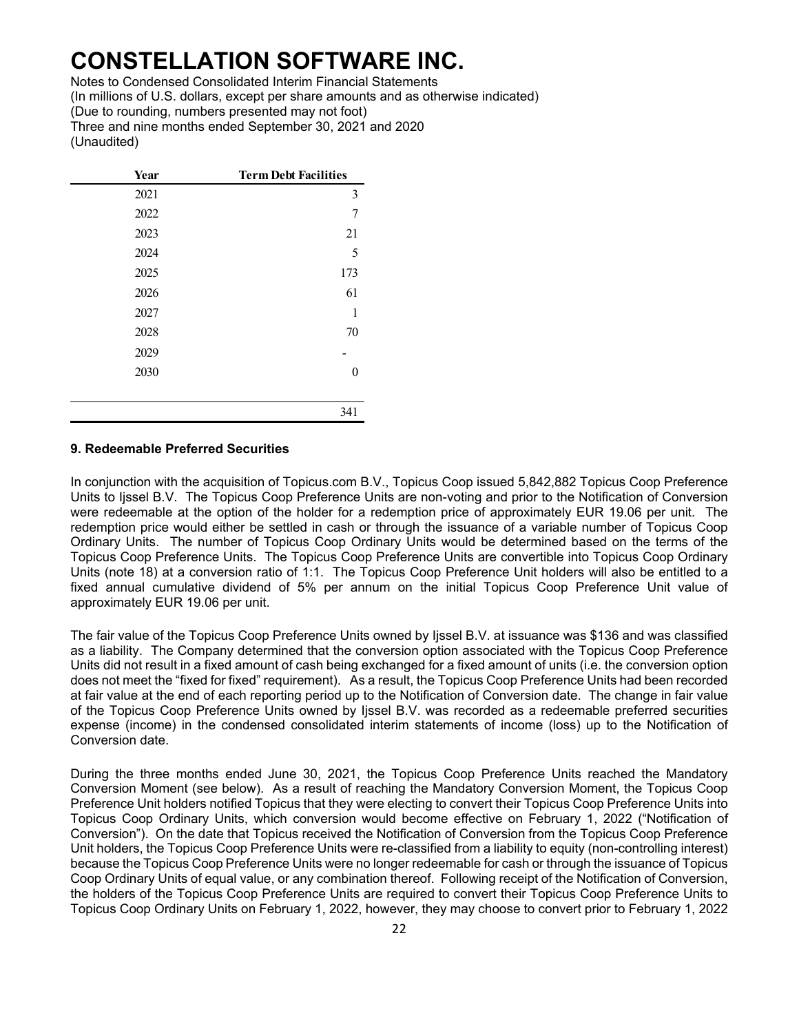| Year | Term Debt Facilities |
|---|---|
| 2021 | 3 |
| 2022 | 7 |
| 2023 | 21 |
| 2024 | 5 |
| 2025 | 173 |
| 2026 | 61 |
| 2027 | 1 |
| 2028 | 70 |
| 2029 | - |
| 2030 | 0 |
| | 341 |

### 9. Redeemable Preferred Securities

In conjunction with the acquisition of Topicus.com B.V., Topicus Coop issued 5,842,882 Topicus Coop Preference Units to Ijssel B.V. The Topicus Coop Preference Units are non-voting and prior to the Notification of Conversion were redeemable at the option of the holder for a redemption price of approximately EUR 19.06 per unit. The redemption price would either be settled in cash or through the issuance of a variable number of Topicus Coop Ordinary Units. The number of Topicus Coop Ordinary Units would be determined based on the terms of the Topicus Coop Preference Units. The Topicus Coop Preference Units are convertible into Topicus Coop Ordinary Units (note 18) at a conversion ratio of 1:1. The Topicus Coop Preference Unit holders will also be entitled to a fixed annual cumulative dividend of 5% per annum on the initial Topicus Coop Preference Unit value of approximately EUR 19.06 per unit.

The fair value of the Topicus Coop Preference Units owned by Ijssel B.V. at issuance was $136 and was classified as a liability. The Company determined that the conversion option associated with the Topicus Coop Preference Units did not result in a fixed amount of cash being exchanged for a fixed amount of units (i.e. the conversion option does not meet the "fixed for fixed" requirement). As a result, the Topicus Coop Preference Units had been recorded at fair value at the end of each reporting period up to the Notification of Conversion date. The change in fair value of the Topicus Coop Preference Units owned by Ijssel B.V. was recorded as a redeemable preferred securities expense (income) in the condensed consolidated interim statements of income (loss) up to the Notification of Conversion date.

During the three months ended June 30, 2021, the Topicus Coop Preference Units reached the Mandatory Conversion Moment (see below). As a result of reaching the Mandatory Conversion Moment, the Topicus Coop Preference Unit holders notified Topicus that they were electing to convert their Topicus Coop Preference Units into Topicus Coop Ordinary Units, which conversion would become effective on February 1, 2022 ("Notification of Conversion"). On the date that Topicus received the Notification of Conversion from the Topicus Coop Preference Unit holders, the Topicus Coop Preference Units were re-classified from a liability to equity (non-controlling interest) because the Topicus Coop Preference Units were no longer redeemable for cash or through the issuance of Topicus Coop Ordinary Units of equal value, or any combination thereof. Following receipt of the Notification of Conversion, the holders of the Topicus Coop Preference Units are required to convert their Topicus Coop Preference Units to Topicus Coop Ordinary Units on February 1, 2022, however, they may choose to convert prior to February 1, 2022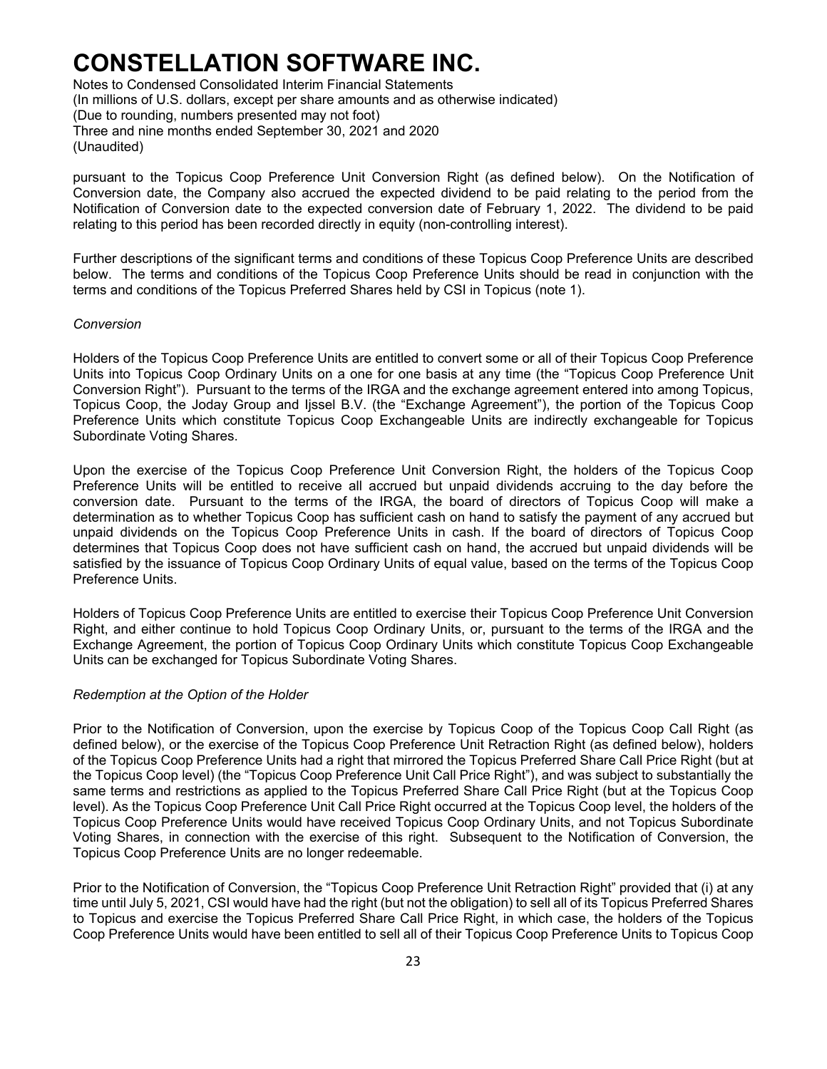pursuant to the Topicus Coop Preference Unit Conversion Right (as defined below). On the Notification of Conversion date, the Company also accrued the expected dividend to be paid relating to the period from the Notification of Conversion date to the expected conversion date of February 1, 2022. The dividend to be paid relating to this period has been recorded directly in equity (non-controlling interest).

Further descriptions of the significant terms and conditions of these Topicus Coop Preference Units are described below. The terms and conditions of the Topicus Coop Preference Units should be read in conjunction with the terms and conditions of the Topicus Preferred Shares held by CSI in Topicus (note 1).

*Conversion*

Holders of the Topicus Coop Preference Units are entitled to convert some or all of their Topicus Coop Preference Units into Topicus Coop Ordinary Units on a one for one basis at any time (the "Topicus Coop Preference Unit Conversion Right"). Pursuant to the terms of the IRGA and the exchange agreement entered into among Topicus, Topicus Coop, the Joday Group and Ijssel B.V. (the "Exchange Agreement"), the portion of the Topicus Coop Preference Units which constitute Topicus Coop Exchangeable Units are indirectly exchangeable for Topicus Subordinate Voting Shares.

Upon the exercise of the Topicus Coop Preference Unit Conversion Right, the holders of the Topicus Coop Preference Units will be entitled to receive all accrued but unpaid dividends accruing to the day before the conversion date. Pursuant to the terms of the IRGA, the board of directors of Topicus Coop will make a determination as to whether Topicus Coop has sufficient cash on hand to satisfy the payment of any accrued but unpaid dividends on the Topicus Coop Preference Units in cash. If the board of directors of Topicus Coop determines that Topicus Coop does not have sufficient cash on hand, the accrued but unpaid dividends will be satisfied by the issuance of Topicus Coop Ordinary Units of equal value, based on the terms of the Topicus Coop Preference Units.

Holders of Topicus Coop Preference Units are entitled to exercise their Topicus Coop Preference Unit Conversion Right, and either continue to hold Topicus Coop Ordinary Units, or, pursuant to the terms of the IRGA and the Exchange Agreement, the portion of Topicus Coop Ordinary Units which constitute Topicus Coop Exchangeable Units can be exchanged for Topicus Subordinate Voting Shares.

*Redemption at the Option of the Holder*

Prior to the Notification of Conversion, upon the exercise by Topicus Coop of the Topicus Coop Call Right (as defined below), or the exercise of the Topicus Coop Preference Unit Retraction Right (as defined below), holders of the Topicus Coop Preference Units had a right that mirrored the Topicus Preferred Share Call Price Right (but at the Topicus Coop level) (the "Topicus Coop Preference Unit Call Price Right"), and was subject to substantially the same terms and restrictions as applied to the Topicus Preferred Share Call Price Right (but at the Topicus Coop level). As the Topicus Coop Preference Unit Call Price Right occurred at the Topicus Coop level, the holders of the Topicus Coop Preference Units would have received Topicus Coop Ordinary Units, and not Topicus Subordinate Voting Shares, in connection with the exercise of this right. Subsequent to the Notification of Conversion, the Topicus Coop Preference Units are no longer redeemable.

Prior to the Notification of Conversion, the "Topicus Coop Preference Unit Retraction Right" provided that (i) at any time until July 5, 2021, CSI would have had the right (but not the obligation) to sell all of its Topicus Preferred Shares to Topicus and exercise the Topicus Preferred Share Call Price Right, in which case, the holders of the Topicus Coop Preference Units would have been entitled to sell all of their Topicus Coop Preference Units to Topicus Coop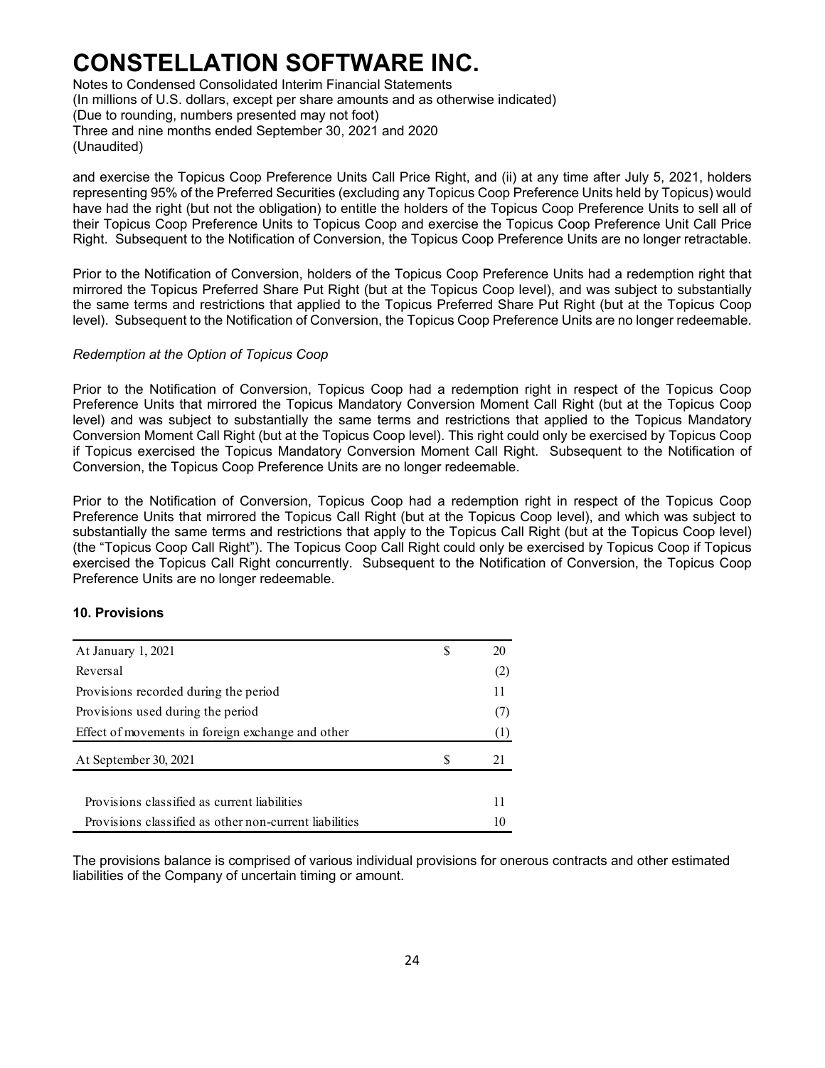and exercise the Topicus Coop Preference Units Call Price Right, and (ii) at any time after July 5, 2021, holders representing 95% of the Preferred Securities (excluding any Topicus Coop Preference Units held by Topicus) would have had the right (but not the obligation) to entitle the holders of the Topicus Coop Preference Units to sell all of their Topicus Coop Preference Units to Topicus Coop and exercise the Topicus Coop Preference Unit Call Price Right. Subsequent to the Notification of Conversion, the Topicus Coop Preference Units are no longer retractable.

Prior to the Notification of Conversion, holders of the Topicus Coop Preference Units had a redemption right that mirrored the Topicus Preferred Share Put Right (but at the Topicus Coop level), and was subject to substantially the same terms and restrictions that applied to the Topicus Preferred Share Put Right (but at the Topicus Coop level). Subsequent to the Notification of Conversion, the Topicus Coop Preference Units are no longer redeemable.

*Redemption at the Option of Topicus Coop*

Prior to the Notification of Conversion, Topicus Coop had a redemption right in respect of the Topicus Coop Preference Units that mirrored the Topicus Mandatory Conversion Moment Call Right (but at the Topicus Coop level) and was subject to substantially the same terms and restrictions that applied to the Topicus Mandatory Conversion Moment Call Right (but at the Topicus Coop level). This right could only be exercised by Topicus Coop if Topicus exercised the Topicus Mandatory Conversion Moment Call Right. Subsequent to the Notification of Conversion, the Topicus Coop Preference Units are no longer redeemable.

Prior to the Notification of Conversion, Topicus Coop had a redemption right in respect of the Topicus Coop Preference Units that mirrored the Topicus Call Right (but at the Topicus Coop level), and which was subject to substantially the same terms and restrictions that apply to the Topicus Call Right (but at the Topicus Coop level) (the "Topicus Coop Call Right"). The Topicus Coop Call Right could only be exercised by Topicus Coop if Topicus exercised the Topicus Call Right concurrently. Subsequent to the Notification of Conversion, the Topicus Coop Preference Units are no longer redeemable.

## 10. Provisions

| | | |
|---|---|---|
| At January 1, 2021 | $ | 20 |
| Reversal | | (2) |
| Provisions recorded during the period | | 11 |
| Provisions used during the period | | (7) |
| Effect of movements in foreign exchange and other | | (1) |
| At September 30, 2021 | $ | 21 |
| | | |
| Provisions classified as current liabilities | | 11 |
| Provisions classified as other non-current liabilities | | 10 |

The provisions balance is comprised of various individual provisions for onerous contracts and other estimated liabilities of the Company of uncertain timing or amount.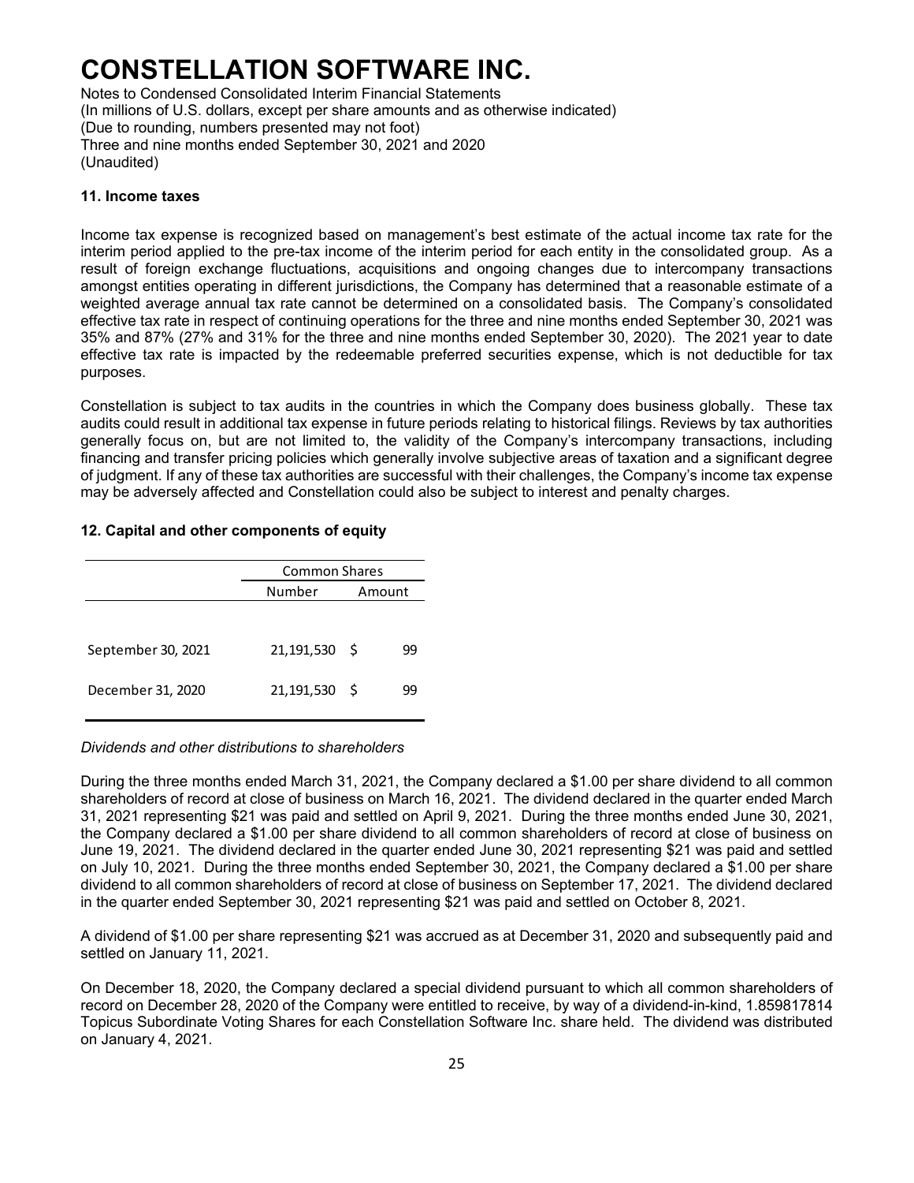# CONSTELLATION SOFTWARE INC.

Notes to Condensed Consolidated Interim Financial Statements
(In millions of U.S. dollars, except per share amounts and as otherwise indicated)
(Due to rounding, numbers presented may not foot)
Three and nine months ended September 30, 2021 and 2020
(Unaudited)

### 11. Income taxes

Income tax expense is recognized based on management's best estimate of the actual income tax rate for the interim period applied to the pre-tax income of the interim period for each entity in the consolidated group. As a result of foreign exchange fluctuations, acquisitions and ongoing changes due to intercompany transactions amongst entities operating in different jurisdictions, the Company has determined that a reasonable estimate of a weighted average annual tax rate cannot be determined on a consolidated basis. The Company's consolidated effective tax rate in respect of continuing operations for the three and nine months ended September 30, 2021 was 35% and 87% (27% and 31% for the three and nine months ended September 30, 2020). The 2021 year to date effective tax rate is impacted by the redeemable preferred securities expense, which is not deductible for tax purposes.

Constellation is subject to tax audits in the countries in which the Company does business globally. These tax audits could result in additional tax expense in future periods relating to historical filings. Reviews by tax authorities generally focus on, but are not limited to, the validity of the Company's intercompany transactions, including financing and transfer pricing policies which generally involve subjective areas of taxation and a significant degree of judgment. If any of these tax authorities are successful with their challenges, the Company's income tax expense may be adversely affected and Constellation could also be subject to interest and penalty charges.

### 12. Capital and other components of equity

| | Common Shares | |
|---|---|---|
| | Number | Amount |
| September 30, 2021 | 21,191,530 | $ 99 |
| December 31, 2020 | 21,191,530 | $ 99 |

*Dividends and other distributions to shareholders*

During the three months ended March 31, 2021, the Company declared a $1.00 per share dividend to all common shareholders of record at close of business on March 16, 2021. The dividend declared in the quarter ended March 31, 2021 representing $21 was paid and settled on April 9, 2021. During the three months ended June 30, 2021, the Company declared a $1.00 per share dividend to all common shareholders of record at close of business on June 19, 2021. The dividend declared in the quarter ended June 30, 2021 representing $21 was paid and settled on July 10, 2021. During the three months ended September 30, 2021, the Company declared a $1.00 per share dividend to all common shareholders of record at close of business on September 17, 2021. The dividend declared in the quarter ended September 30, 2021 representing $21 was paid and settled on October 8, 2021.

A dividend of $1.00 per share representing $21 was accrued as at December 31, 2020 and subsequently paid and settled on January 11, 2021.

On December 18, 2020, the Company declared a special dividend pursuant to which all common shareholders of record on December 28, 2020 of the Company were entitled to receive, by way of a dividend-in-kind, 1.859817814 Topicus Subordinate Voting Shares for each Constellation Software Inc. share held. The dividend was distributed on January 4, 2021.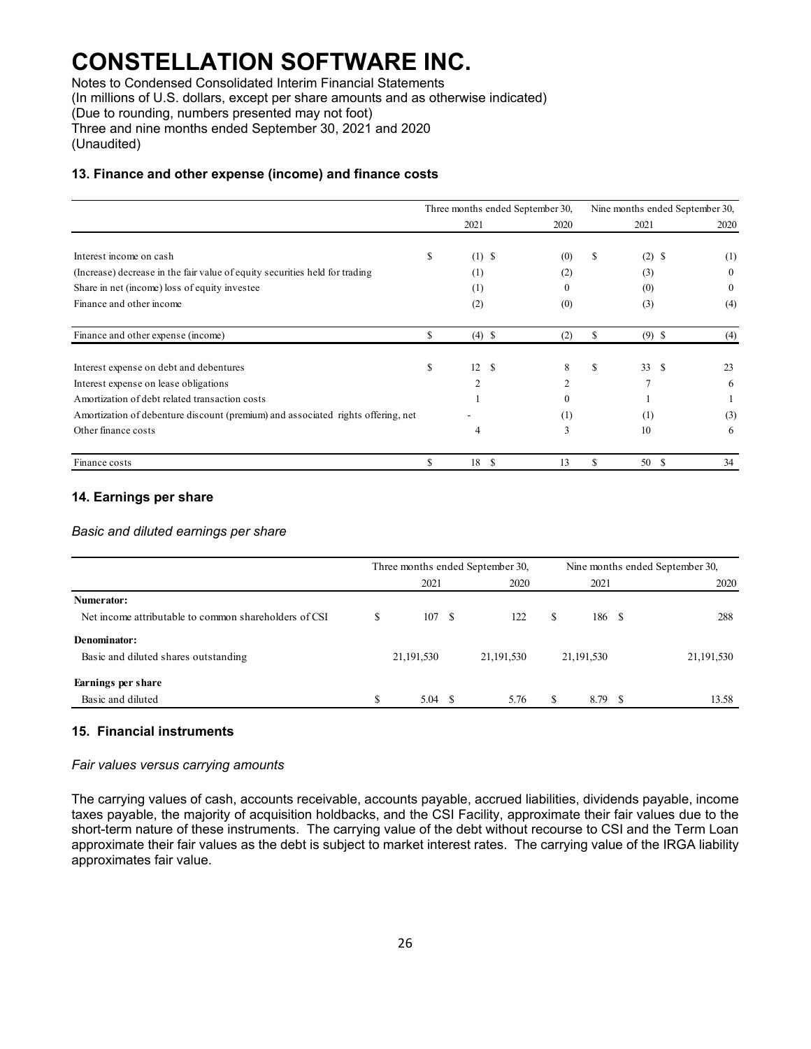# CONSTELLATION SOFTWARE INC.

Notes to Condensed Consolidated Interim Financial Statements
(In millions of U.S. dollars, except per share amounts and as otherwise indicated)
(Due to rounding, numbers presented may not foot)
Three and nine months ended September 30, 2021 and 2020
(Unaudited)

### 13. Finance and other expense (income) and finance costs

| | Three months ended September 30, | | Nine months ended September 30, | |
|---|---|---|---|---|
| | 2021 | 2020 | 2021 | 2020 |
| Interest income on cash | $ (1) | $ (0) | $ (2) | $ (1) |
| (Increase) decrease in the fair value of equity securities held for trading | (1) | (2) | (3) | 0 |
| Share in net (income) loss of equity investee | (1) | 0 | (0) | 0 |
| Finance and other income | (2) | (0) | (3) | (4) |
| Finance and other expense (income) | $ (4) | $ (2) | $ (9) | $ (4) |
| | | | | |
| Interest expense on debt and debentures | $ 12 | $ 8 | $ 33 | $ 23 |
| Interest expense on lease obligations | 2 | 2 | 7 | 6 |
| Amortization of debt related transaction costs | 1 | 0 | 1 | 1 |
| Amortization of debenture discount (premium) and associated rights offering, net | - | (1) | (1) | (3) |
| Other finance costs | 4 | 3 | 10 | 6 |
| Finance costs | $ 18 | $ 13 | $ 50 | $ 34 |

### 14. Earnings per share

*Basic and diluted earnings per share*

| | Three months ended September 30, | | Nine months ended September 30, | |
|---|---|---|---|---|
| | 2021 | 2020 | 2021 | 2020 |
| **Numerator:** | | | | |
| Net income attributable to common shareholders of CSI | $ 107 | $ 122 | $ 186 | $ 288 |
| **Denominator:** | | | | |
| Basic and diluted shares outstanding | 21,191,530 | 21,191,530 | 21,191,530 | 21,191,530 |
| **Earnings per share** | | | | |
| Basic and diluted | $ 5.04 | $ 5.76 | $ 8.79 | $ 13.58 |

### 15. Financial instruments

*Fair values versus carrying amounts*

The carrying values of cash, accounts receivable, accounts payable, accrued liabilities, dividends payable, income taxes payable, the majority of acquisition holdbacks, and the CSI Facility, approximate their fair values due to the short-term nature of these instruments. The carrying value of the debt without recourse to CSI and the Term Loan approximate their fair values as the debt is subject to market interest rates. The carrying value of the IRGA liability approximates fair value.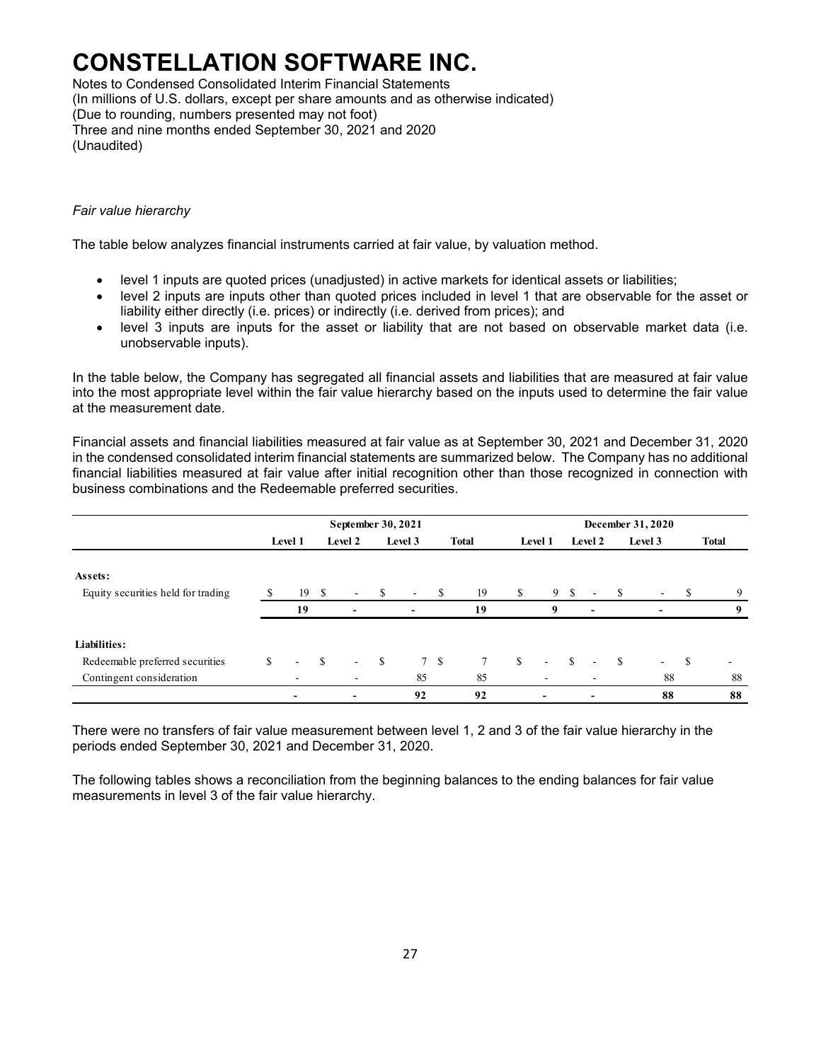# CONSTELLATION SOFTWARE INC.

Notes to Condensed Consolidated Interim Financial Statements
(In millions of U.S. dollars, except per share amounts and as otherwise indicated)
(Due to rounding, numbers presented may not foot)
Three and nine months ended September 30, 2021 and 2020
(Unaudited)

*Fair value hierarchy*

The table below analyzes financial instruments carried at fair value, by valuation method.

- level 1 inputs are quoted prices (unadjusted) in active markets for identical assets or liabilities;
- level 2 inputs are inputs other than quoted prices included in level 1 that are observable for the asset or liability either directly (i.e. prices) or indirectly (i.e. derived from prices); and
- level 3 inputs are inputs for the asset or liability that are not based on observable market data (i.e. unobservable inputs).

In the table below, the Company has segregated all financial assets and liabilities that are measured at fair value into the most appropriate level within the fair value hierarchy based on the inputs used to determine the fair value at the measurement date.

Financial assets and financial liabilities measured at fair value as at September 30, 2021 and December 31, 2020 in the condensed consolidated interim financial statements are summarized below. The Company has no additional financial liabilities measured at fair value after initial recognition other than those recognized in connection with business combinations and the Redeemable preferred securities.

| | September 30, 2021 | | | | December 31, 2020 | | | |
|---|---|---|---|---|---|---|---|---|
| | Level 1 | Level 2 | Level 3 | Total | Level 1 | Level 2 | Level 3 | Total |
| **Assets:** | | | | | | | | |
| Equity securities held for trading | $ 19 | $ - | $ - | $ 19 | $ 9 | $ - | $ - | $ 9 |
| | **19** | **-** | **-** | **19** | **9** | **-** | **-** | **9** |
| **Liabilities:** | | | | | | | | |
| Redeemable preferred securities | $ - | $ - | $ 7 | $ 7 | $ - | $ - | $ - | $ - |
| Contingent consideration | - | - | 85 | 85 | - | - | 88 | 88 |
| | **-** | **-** | **92** | **92** | **-** | **-** | **88** | **88** |

There were no transfers of fair value measurement between level 1, 2 and 3 of the fair value hierarchy in the periods ended September 30, 2021 and December 31, 2020.

The following tables shows a reconciliation from the beginning balances to the ending balances for fair value measurements in level 3 of the fair value hierarchy.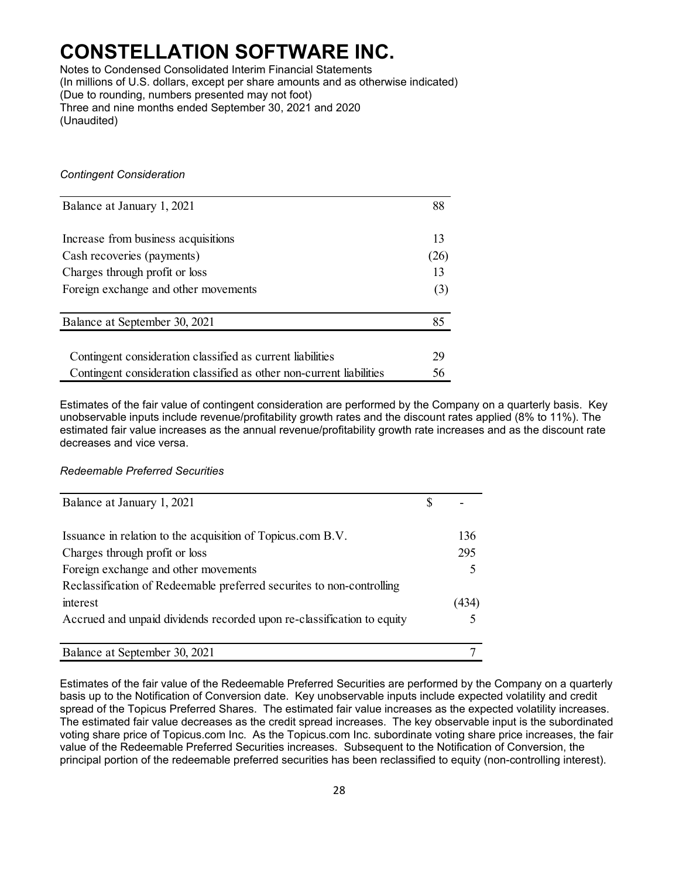# CONSTELLATION SOFTWARE INC.

Notes to Condensed Consolidated Interim Financial Statements
(In millions of U.S. dollars, except per share amounts and as otherwise indicated)
(Due to rounding, numbers presented may not foot)
Three and nine months ended September 30, 2021 and 2020
(Unaudited)

*Contingent Consideration*

| | |
|---|---|
| Balance at January 1, 2021 | 88 |
| | |
| Increase from business acquisitions | 13 |
| Cash recoveries (payments) | (26) |
| Charges through profit or loss | 13 |
| Foreign exchange and other movements | (3) |
| | |
| Balance at September 30, 2021 | 85 |
| | |
| Contingent consideration classified as current liabilities | 29 |
| Contingent consideration classified as other non-current liabilities | 56 |

Estimates of the fair value of contingent consideration are performed by the Company on a quarterly basis. Key unobservable inputs include revenue/profitability growth rates and the discount rates applied (8% to 11%). The estimated fair value increases as the annual revenue/profitability growth rate increases and as the discount rate decreases and vice versa.

*Redeemable Preferred Securities*

| | | |
|---|---|---|
| Balance at January 1, 2021 | $ | - |
| | | |
| Issuance in relation to the acquisition of Topicus.com B.V. | | 136 |
| Charges through profit or loss | | 295 |
| Foreign exchange and other movements | | 5 |
| Reclassification of Redeemable preferred securites to non-controlling interest | | (434) |
| Accrued and unpaid dividends recorded upon re-classification to equity | | 5 |
| | | |
| Balance at September 30, 2021 | | 7 |

Estimates of the fair value of the Redeemable Preferred Securities are performed by the Company on a quarterly basis up to the Notification of Conversion date. Key unobservable inputs include expected volatility and credit spread of the Topicus Preferred Shares. The estimated fair value increases as the expected volatility increases. The estimated fair value decreases as the credit spread increases. The key observable input is the subordinated voting share price of Topicus.com Inc. As the Topicus.com Inc. subordinate voting share price increases, the fair value of the Redeemable Preferred Securities increases. Subsequent to the Notification of Conversion, the principal portion of the redeemable preferred securities has been reclassified to equity (non-controlling interest).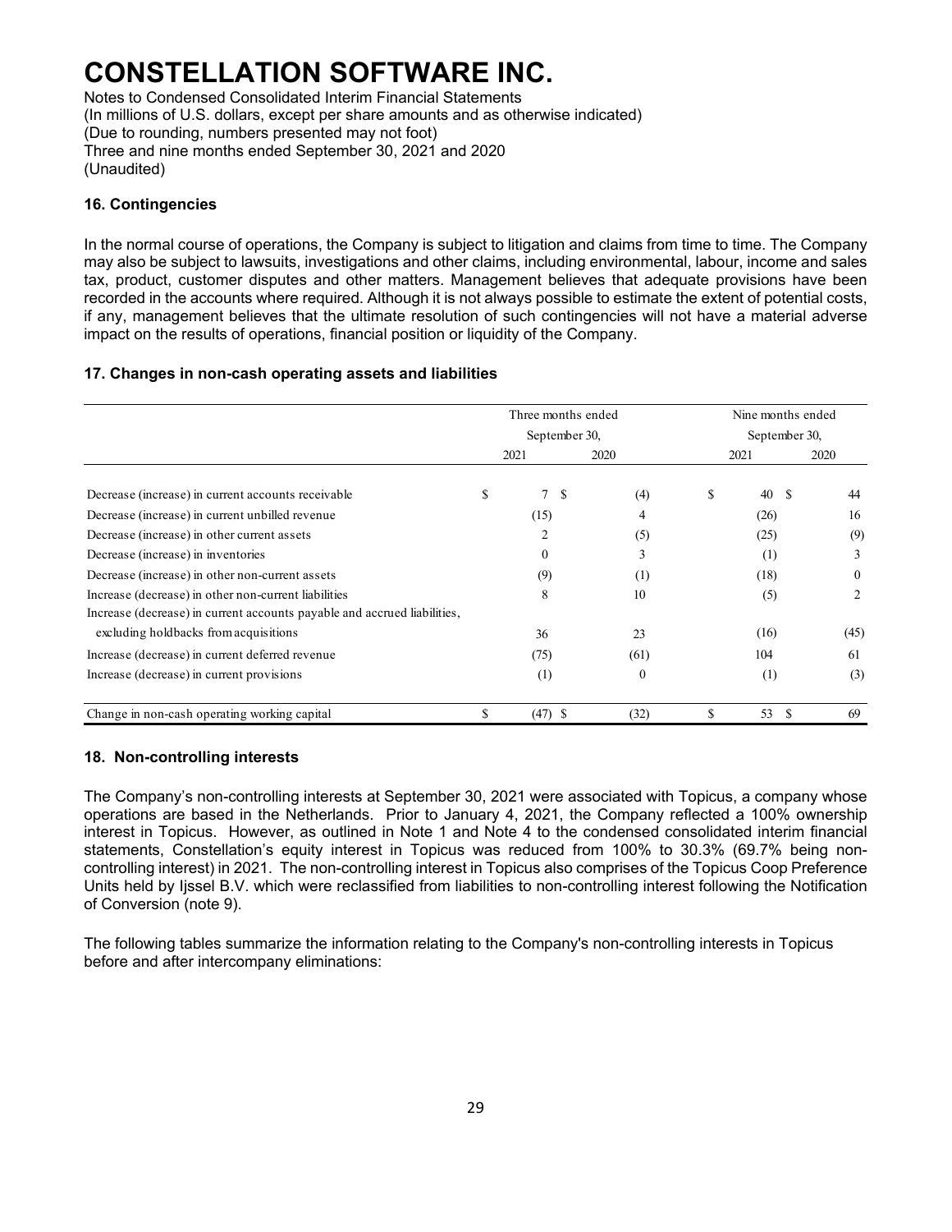# CONSTELLATION SOFTWARE INC.

Notes to Condensed Consolidated Interim Financial Statements
(In millions of U.S. dollars, except per share amounts and as otherwise indicated)
(Due to rounding, numbers presented may not foot)
Three and nine months ended September 30, 2021 and 2020
(Unaudited)

### 16. Contingencies

In the normal course of operations, the Company is subject to litigation and claims from time to time. The Company may also be subject to lawsuits, investigations and other claims, including environmental, labour, income and sales tax, product, customer disputes and other matters. Management believes that adequate provisions have been recorded in the accounts where required. Although it is not always possible to estimate the extent of potential costs, if any, management believes that the ultimate resolution of such contingencies will not have a material adverse impact on the results of operations, financial position or liquidity of the Company.

### 17. Changes in non-cash operating assets and liabilities

| | Three months ended September 30, | | Nine months ended September 30, | |
|---|---|---|---|---|
| | 2021 | 2020 | 2021 | 2020 |
| Decrease (increase) in current accounts receivable | $ 7 | $ (4) | $ 40 | $ 44 |
| Decrease (increase) in current unbilled revenue | (15) | 4 | (26) | 16 |
| Decrease (increase) in other current assets | 2 | (5) | (25) | (9) |
| Decrease (increase) in inventories | 0 | 3 | (1) | 3 |
| Decrease (increase) in other non-current assets | (9) | (1) | (18) | 0 |
| Increase (decrease) in other non-current liabilities | 8 | 10 | (5) | 2 |
| Increase (decrease) in current accounts payable and accrued liabilities, excluding holdbacks from acquisitions | 36 | 23 | (16) | (45) |
| Increase (decrease) in current deferred revenue | (75) | (61) | 104 | 61 |
| Increase (decrease) in current provisions | (1) | 0 | (1) | (3) |
| Change in non-cash operating working capital | $ (47) | $ (32) | $ 53 | $ 69 |

### 18. Non-controlling interests

The Company's non-controlling interests at September 30, 2021 were associated with Topicus, a company whose operations are based in the Netherlands. Prior to January 4, 2021, the Company reflected a 100% ownership interest in Topicus. However, as outlined in Note 1 and Note 4 to the condensed consolidated interim financial statements, Constellation's equity interest in Topicus was reduced from 100% to 30.3% (69.7% being non-controlling interest) in 2021. The non-controlling interest in Topicus also comprises of the Topicus Coop Preference Units held by Ijssel B.V. which were reclassified from liabilities to non-controlling interest following the Notification of Conversion (note 9).

The following tables summarize the information relating to the Company's non-controlling interests in Topicus before and after intercompany eliminations: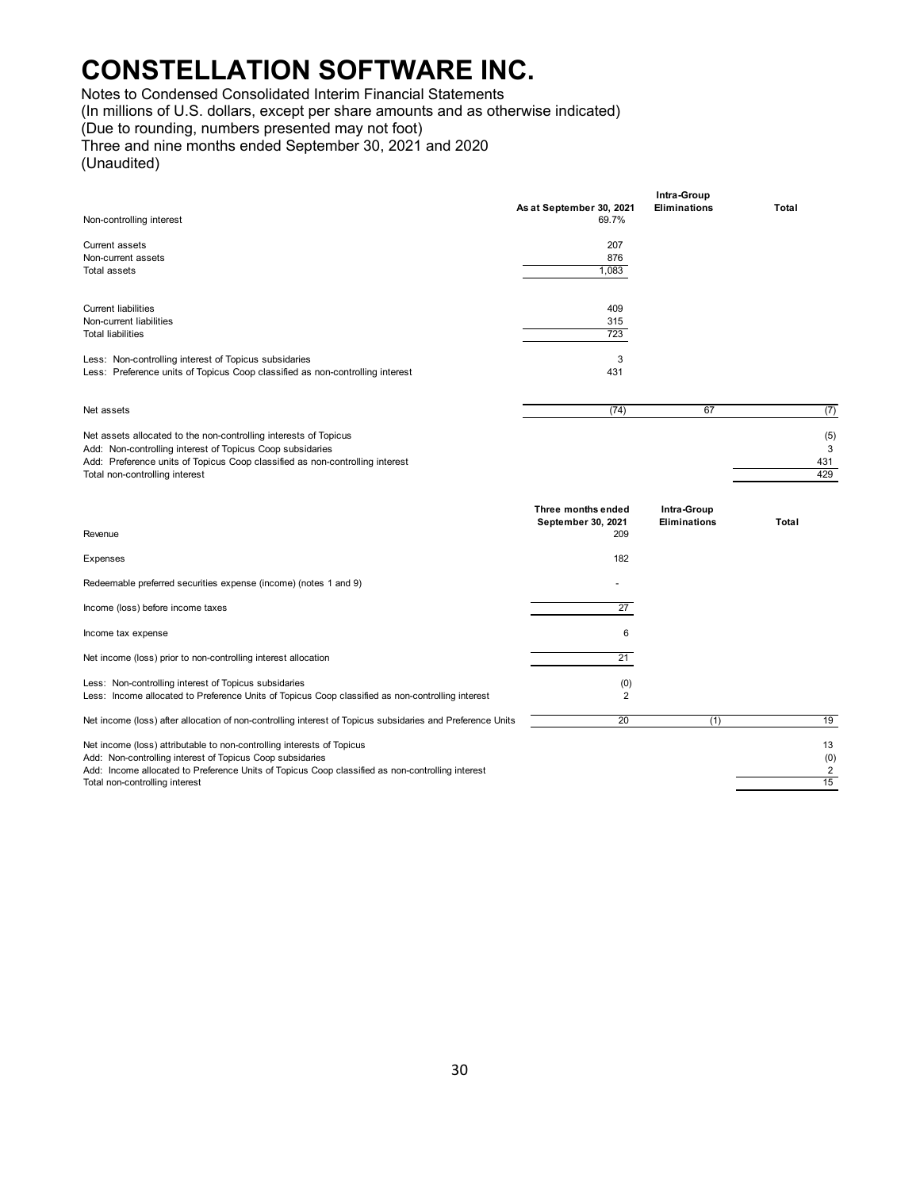# CONSTELLATION SOFTWARE INC.

Notes to Condensed Consolidated Interim Financial Statements
(In millions of U.S. dollars, except per share amounts and as otherwise indicated)
(Due to rounding, numbers presented may not foot)
Three and nine months ended September 30, 2021 and 2020
(Unaudited)

| | As at September 30, 2021 | Intra-Group Eliminations | Total |
|---|---|---|---|
| Non-controlling interest | 69.7% | | |
| Current assets | 207 | | |
| Non-current assets | 876 | | |
| Total assets | 1,083 | | |
| Current liabilities | 409 | | |
| Non-current liabilities | 315 | | |
| Total liabilities | 723 | | |
| Less: Non-controlling interest of Topicus subsidaries | 3 | | |
| Less: Preference units of Topicus Coop classified as non-controlling interest | 431 | | |
| Net assets | (74) | 67 | (7) |
| Net assets allocated to the non-controlling interests of Topicus | | | (5) |
| Add: Non-controlling interest of Topicus Coop subsidaries | | | 3 |
| Add: Preference units of Topicus Coop classified as non-controlling interest | | | 431 |
| Total non-controlling interest | | | 429 |

| | Three months ended September 30, 2021 | Intra-Group Eliminations | Total |
|---|---|---|---|
| Revenue | 209 | | |
| Expenses | 182 | | |
| Redeemable preferred securities expense (income) (notes 1 and 9) | - | | |
| Income (loss) before income taxes | 27 | | |
| Income tax expense | 6 | | |
| Net income (loss) prior to non-controlling interest allocation | 21 | | |
| Less: Non-controlling interest of Topicus subsidaries | (0) | | |
| Less: Income allocated to Preference Units of Topicus Coop classified as non-controlling interest | 2 | | |
| Net income (loss) after allocation of non-controlling interest of Topicus subsidaries and Preference Units | 20 | (1) | 19 |
| Net income (loss) attributable to non-controlling interests of Topicus | | | 13 |
| Add: Non-controlling interest of Topicus Coop subsidaries | | | (0) |
| Add: Income allocated to Preference Units of Topicus Coop classified as non-controlling interest | | | 2 |
| Total non-controlling interest | | | 15 |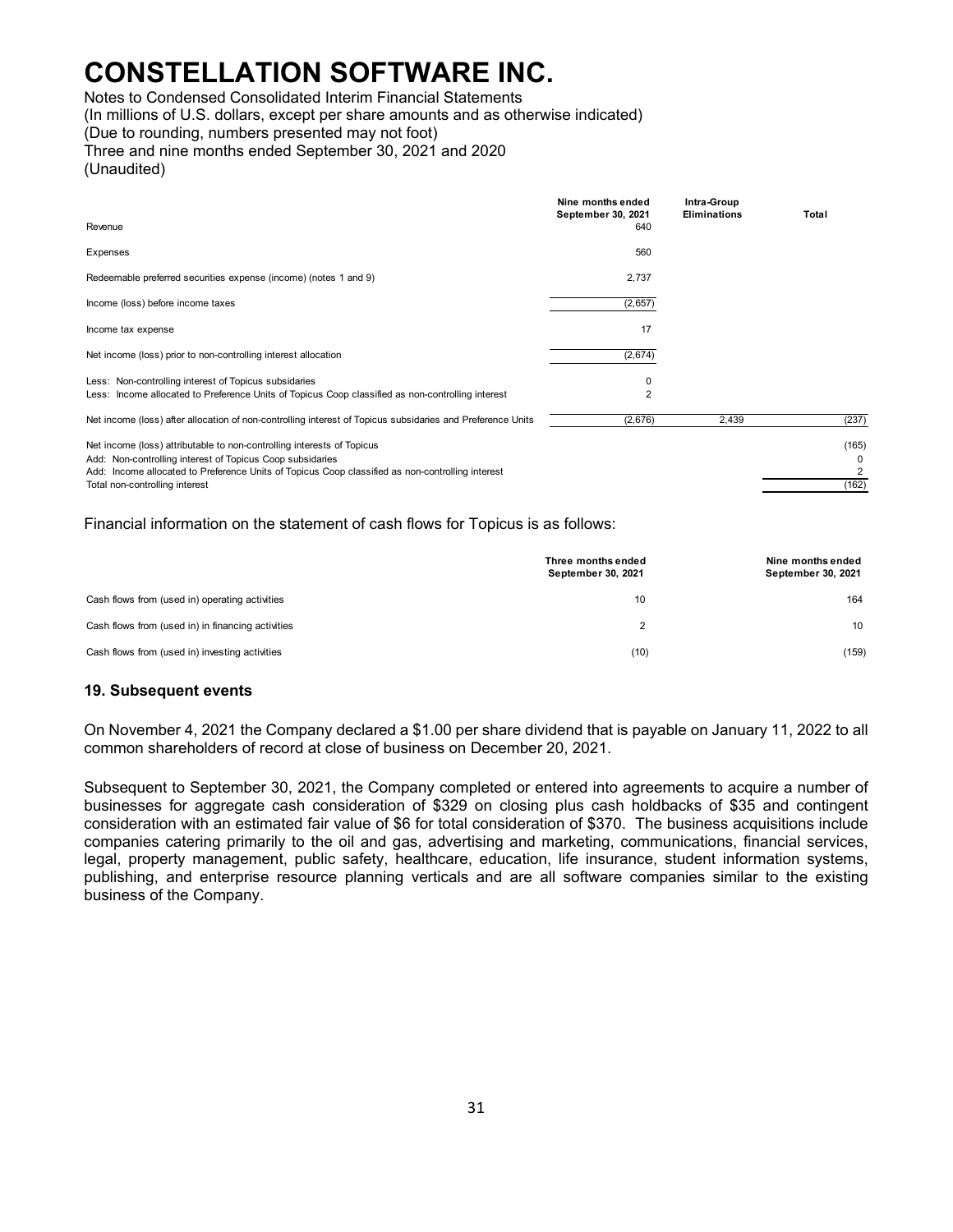# CONSTELLATION SOFTWARE INC.

Notes to Condensed Consolidated Interim Financial Statements
(In millions of U.S. dollars, except per share amounts and as otherwise indicated)
(Due to rounding, numbers presented may not foot)
Three and nine months ended September 30, 2021 and 2020
(Unaudited)

| | Nine months ended September 30, 2021 | Intra-Group Eliminations | Total |
|---|---|---|---|
| Revenue | 640 | | |
| Expenses | 560 | | |
| Redeemable preferred securities expense (income) (notes 1 and 9) | 2,737 | | |
| Income (loss) before income taxes | (2,657) | | |
| Income tax expense | 17 | | |
| Net income (loss) prior to non-controlling interest allocation | (2,674) | | |
| Less: Non-controlling interest of Topicus subsidaries | 0 | | |
| Less: Income allocated to Preference Units of Topicus Coop classified as non-controlling interest | 2 | | |
| Net income (loss) after allocation of non-controlling interest of Topicus subsidaries and Preference Units | (2,676) | 2,439 | (237) |
| Net income (loss) attributable to non-controlling interests of Topicus | | | (165) |
| Add: Non-controlling interest of Topicus Coop subsidaries | | | 0 |
| Add: Income allocated to Preference Units of Topicus Coop classified as non-controlling interest | | | 2 |
| Total non-controlling interest | | | (162) |

Financial information on the statement of cash flows for Topicus is as follows:

| | Three months ended September 30, 2021 | Nine months ended September 30, 2021 |
|---|---|---|
| Cash flows from (used in) operating activities | 10 | 164 |
| Cash flows from (used in) in financing activities | 2 | 10 |
| Cash flows from (used in) investing activities | (10) | (159) |

### 19. Subsequent events

On November 4, 2021 the Company declared a $1.00 per share dividend that is payable on January 11, 2022 to all common shareholders of record at close of business on December 20, 2021.

Subsequent to September 30, 2021, the Company completed or entered into agreements to acquire a number of businesses for aggregate cash consideration of $329 on closing plus cash holdbacks of $35 and contingent consideration with an estimated fair value of $6 for total consideration of $370. The business acquisitions include companies catering primarily to the oil and gas, advertising and marketing, communications, financial services, legal, property management, public safety, healthcare, education, life insurance, student information systems, publishing, and enterprise resource planning verticals and are all software companies similar to the existing business of the Company.